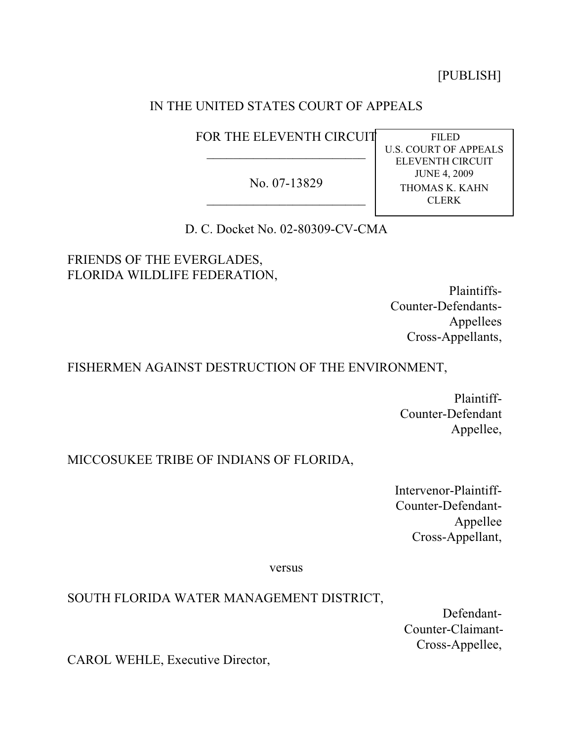[PUBLISH]

IN THE UNITED STATES COURT OF APPEALS

FOR THE ELEVENTH CIRCUIT

---

No. 07-13829

---

FILED
U.S. COURT OF APPEALS
ELEVENTH CIRCUIT
JUNE 4, 2009
THOMAS K. KAHN
CLERK

D. C. Docket No. 02-80309-CV-CMA

FRIENDS OF THE EVERGLADES,
FLORIDA WILDLIFE FEDERATION,

Plaintiffs-
Counter-Defendants-
Appellees
Cross-Appellants,

FISHERMEN AGAINST DESTRUCTION OF THE ENVIRONMENT,

Plaintiff-
Counter-Defendant
Appellee,

MICCOSUKEE TRIBE OF INDIANS OF FLORIDA,

Intervenor-Plaintiff-
Counter-Defendant-
Appellee
Cross-Appellant,

versus

SOUTH FLORIDA WATER MANAGEMENT DISTRICT,

Defendant-
Counter-Claimant-
Cross-Appellee,

CAROL WEHLE, Executive Director,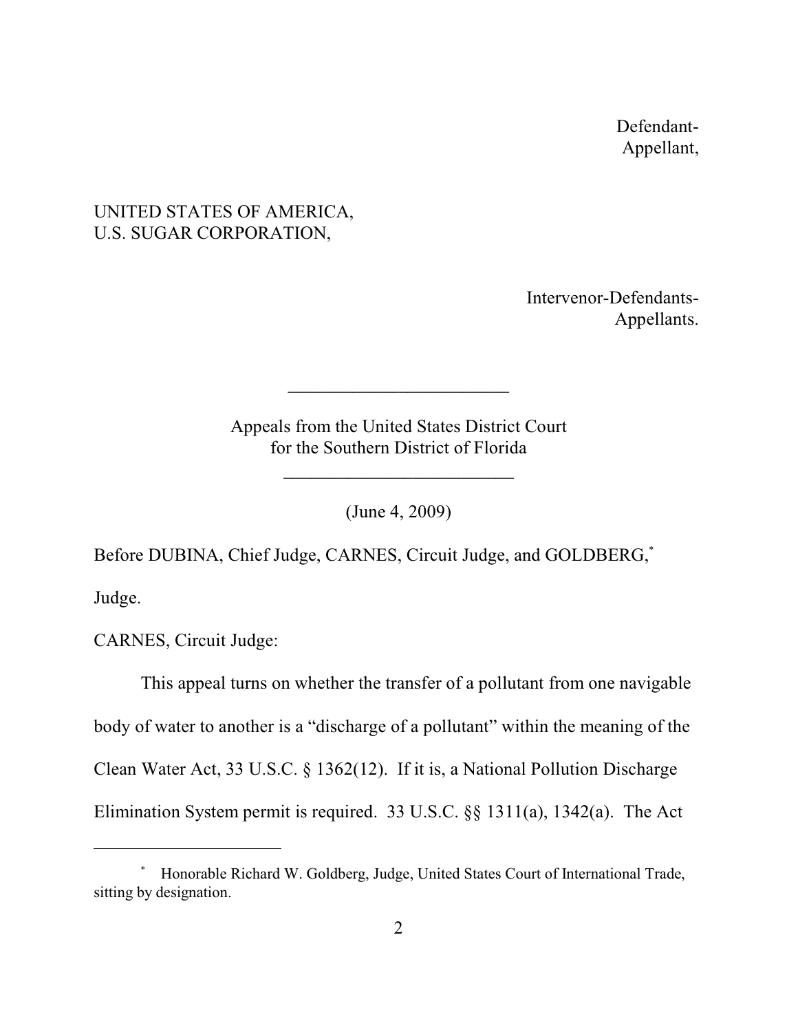Defendant-
Appellant,

UNITED STATES OF AMERICA,
U.S. SUGAR CORPORATION,

Intervenor-Defendants-
Appellants.

---

Appeals from the United States District Court
for the Southern District of Florida

---

(June 4, 2009)

Before DUBINA, Chief Judge, CARNES, Circuit Judge, and GOLDBERG,* Judge.

CARNES, Circuit Judge:

This appeal turns on whether the transfer of a pollutant from one navigable body of water to another is a "discharge of a pollutant" within the meaning of the Clean Water Act, 33 U.S.C. § 1362(12). If it is, a National Pollution Discharge Elimination System permit is required. 33 U.S.C. §§ 1311(a), 1342(a). The Act

---

* Honorable Richard W. Goldberg, Judge, United States Court of International Trade, sitting by designation.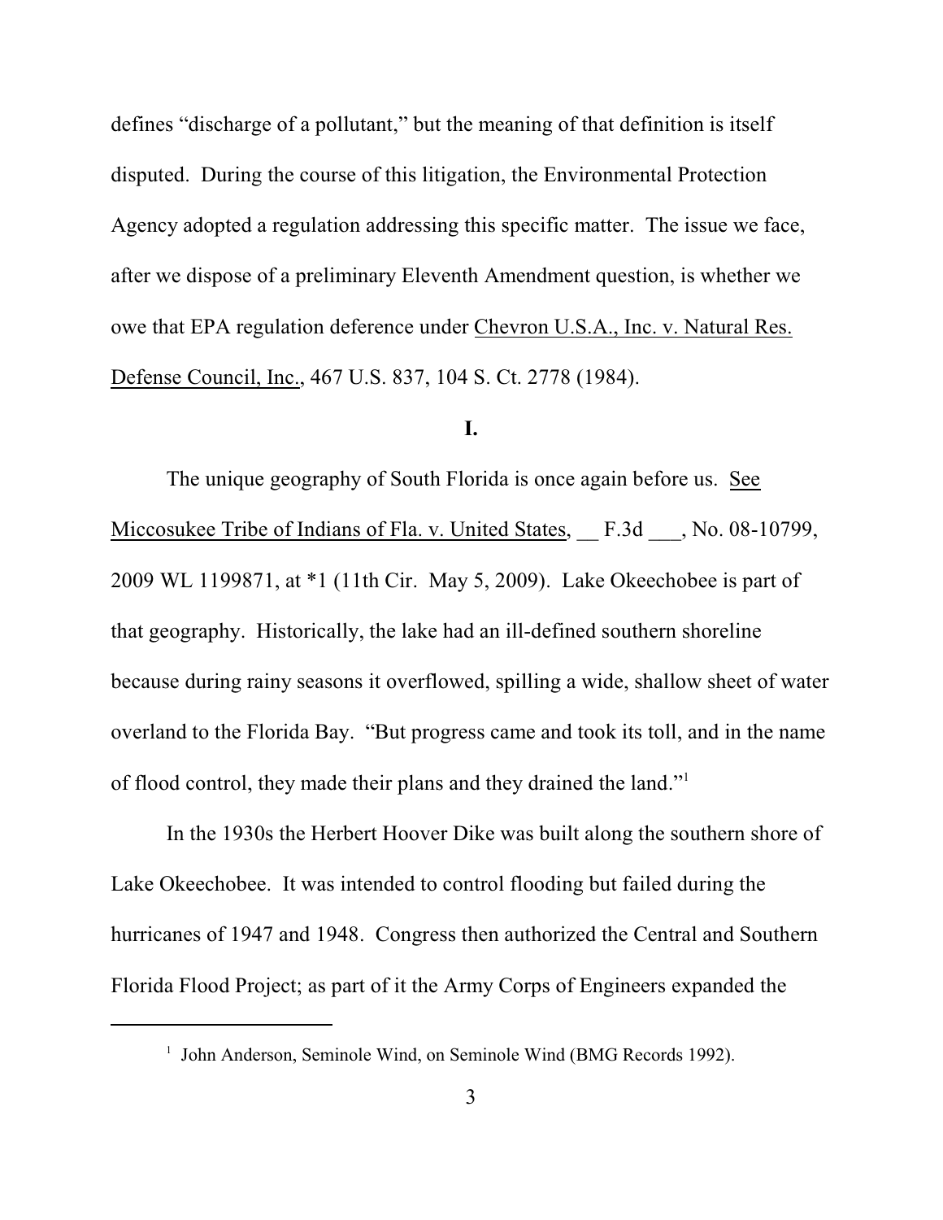defines "discharge of a pollutant," but the meaning of that definition is itself disputed. During the course of this litigation, the Environmental Protection Agency adopted a regulation addressing this specific matter. The issue we face, after we dispose of a preliminary Eleventh Amendment question, is whether we owe that EPA regulation deference under Chevron U.S.A., Inc. v. Natural Res. Defense Council, Inc., 467 U.S. 837, 104 S. Ct. 2778 (1984).

## I.

The unique geography of South Florida is once again before us. See Miccosukee Tribe of Indians of Fla. v. United States, __ F.3d ___, No. 08-10799, 2009 WL 1199871, at *1 (11th Cir. May 5, 2009). Lake Okeechobee is part of that geography. Historically, the lake had an ill-defined southern shoreline because during rainy seasons it overflowed, spilling a wide, shallow sheet of water overland to the Florida Bay. "But progress came and took its toll, and in the name of flood control, they made their plans and they drained the land."[1]

In the 1930s the Herbert Hoover Dike was built along the southern shore of Lake Okeechobee. It was intended to control flooding but failed during the hurricanes of 1947 and 1948. Congress then authorized the Central and Southern Florida Flood Project; as part of it the Army Corps of Engineers expanded the

---

[1] John Anderson, Seminole Wind, on Seminole Wind (BMG Records 1992).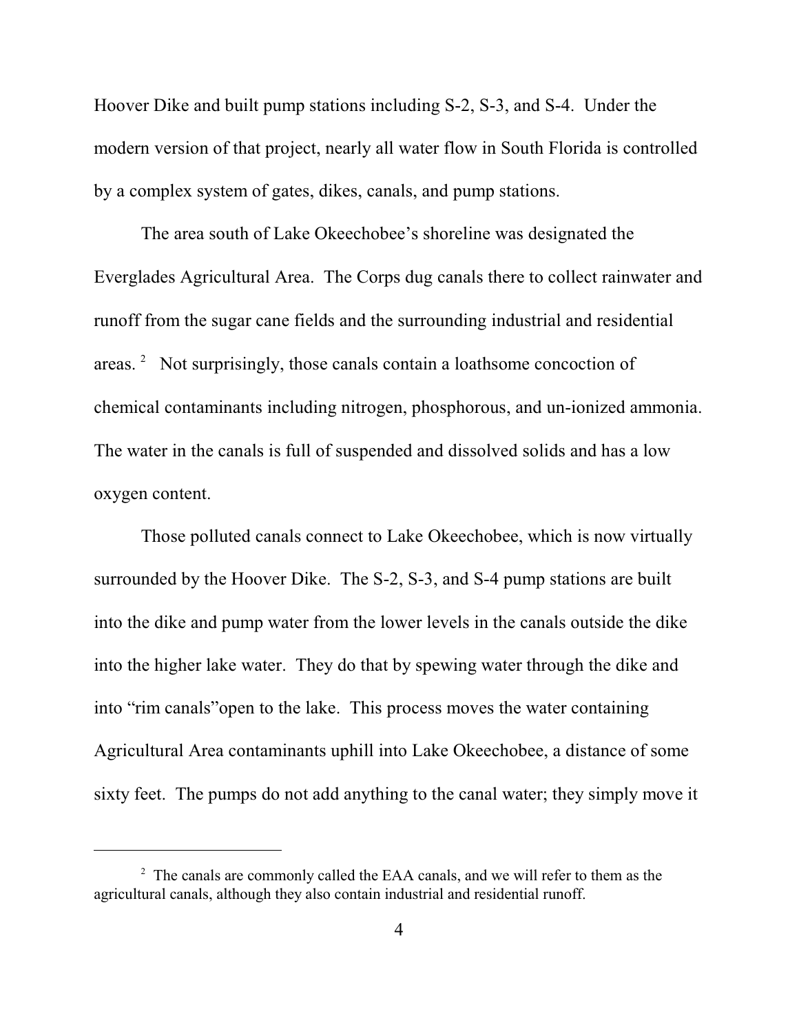Hoover Dike and built pump stations including S-2, S-3, and S-4. Under the modern version of that project, nearly all water flow in South Florida is controlled by a complex system of gates, dikes, canals, and pump stations.

The area south of Lake Okeechobee's shoreline was designated the Everglades Agricultural Area. The Corps dug canals there to collect rainwater and runoff from the sugar cane fields and the surrounding industrial and residential areas. [2] Not surprisingly, those canals contain a loathsome concoction of chemical contaminants including nitrogen, phosphorous, and un-ionized ammonia. The water in the canals is full of suspended and dissolved solids and has a low oxygen content.

Those polluted canals connect to Lake Okeechobee, which is now virtually surrounded by the Hoover Dike. The S-2, S-3, and S-4 pump stations are built into the dike and pump water from the lower levels in the canals outside the dike into the higher lake water. They do that by spewing water through the dike and into "rim canals"open to the lake. This process moves the water containing Agricultural Area contaminants uphill into Lake Okeechobee, a distance of some sixty feet. The pumps do not add anything to the canal water; they simply move it

---

[2] The canals are commonly called the EAA canals, and we will refer to them as the agricultural canals, although they also contain industrial and residential runoff.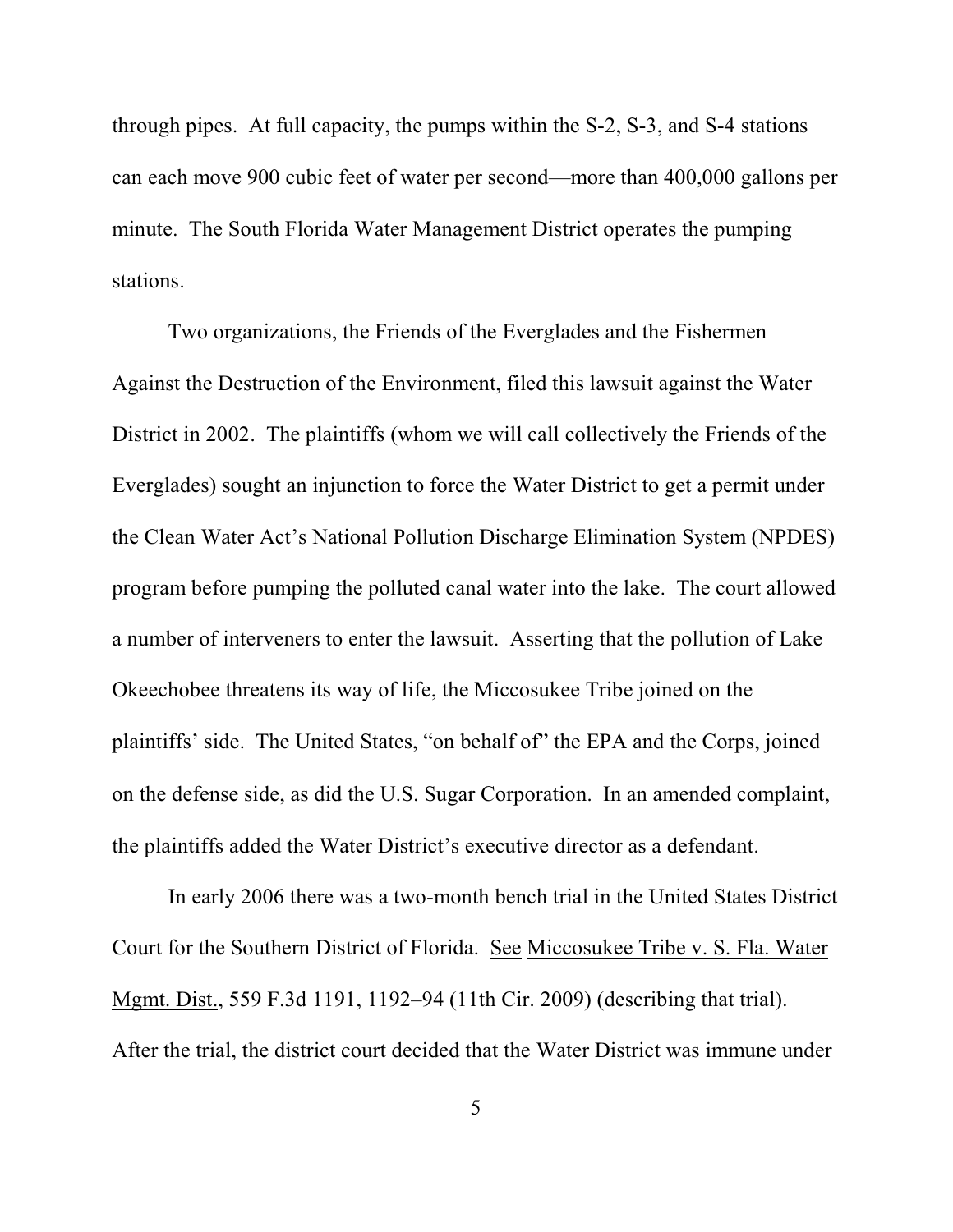through pipes. At full capacity, the pumps within the S-2, S-3, and S-4 stations can each move 900 cubic feet of water per second—more than 400,000 gallons per minute. The South Florida Water Management District operates the pumping stations.

Two organizations, the Friends of the Everglades and the Fishermen Against the Destruction of the Environment, filed this lawsuit against the Water District in 2002. The plaintiffs (whom we will call collectively the Friends of the Everglades) sought an injunction to force the Water District to get a permit under the Clean Water Act's National Pollution Discharge Elimination System (NPDES) program before pumping the polluted canal water into the lake. The court allowed a number of interveners to enter the lawsuit. Asserting that the pollution of Lake Okeechobee threatens its way of life, the Miccosukee Tribe joined on the plaintiffs' side. The United States, "on behalf of" the EPA and the Corps, joined on the defense side, as did the U.S. Sugar Corporation. In an amended complaint, the plaintiffs added the Water District's executive director as a defendant.

In early 2006 there was a two-month bench trial in the United States District Court for the Southern District of Florida. See Miccosukee Tribe v. S. Fla. Water Mgmt. Dist., 559 F.3d 1191, 1192–94 (11th Cir. 2009) (describing that trial). After the trial, the district court decided that the Water District was immune under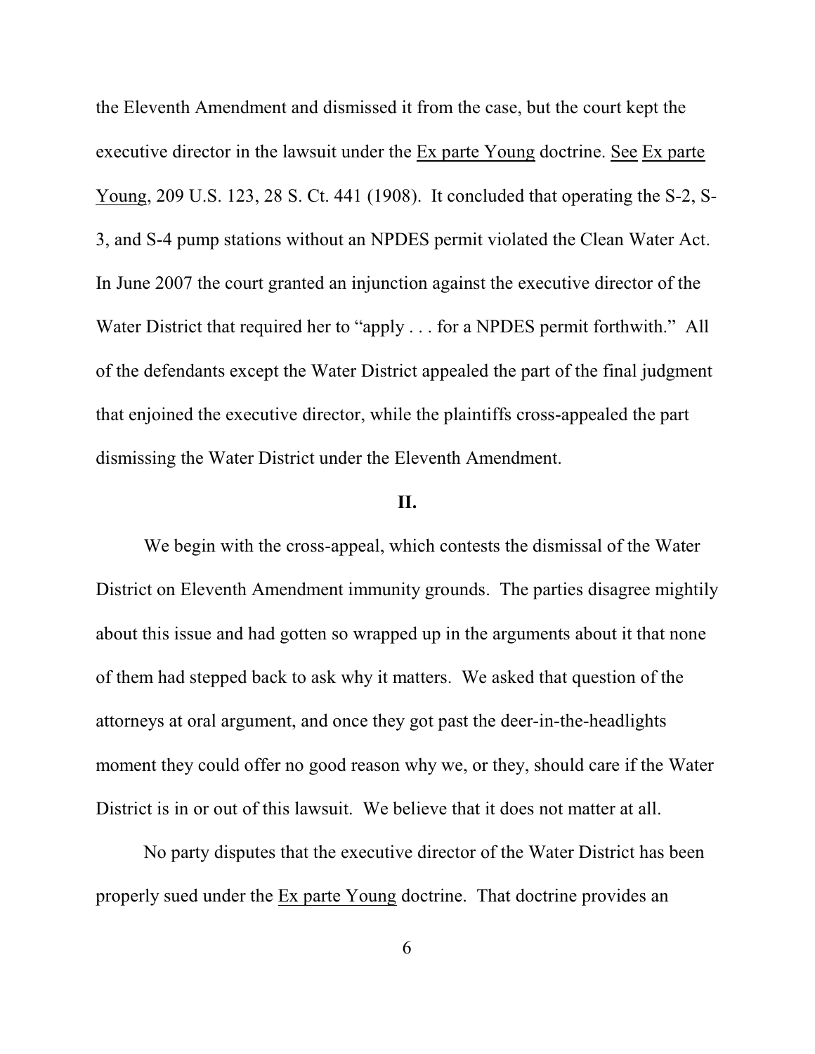the Eleventh Amendment and dismissed it from the case, but the court kept the executive director in the lawsuit under the Ex parte Young doctrine. See Ex parte Young, 209 U.S. 123, 28 S. Ct. 441 (1908). It concluded that operating the S-2, S-3, and S-4 pump stations without an NPDES permit violated the Clean Water Act. In June 2007 the court granted an injunction against the executive director of the Water District that required her to "apply . . . for a NPDES permit forthwith." All of the defendants except the Water District appealed the part of the final judgment that enjoined the executive director, while the plaintiffs cross-appealed the part dismissing the Water District under the Eleventh Amendment.

## II.

We begin with the cross-appeal, which contests the dismissal of the Water District on Eleventh Amendment immunity grounds. The parties disagree mightily about this issue and had gotten so wrapped up in the arguments about it that none of them had stepped back to ask why it matters. We asked that question of the attorneys at oral argument, and once they got past the deer-in-the-headlights moment they could offer no good reason why we, or they, should care if the Water District is in or out of this lawsuit. We believe that it does not matter at all.

No party disputes that the executive director of the Water District has been properly sued under the Ex parte Young doctrine. That doctrine provides an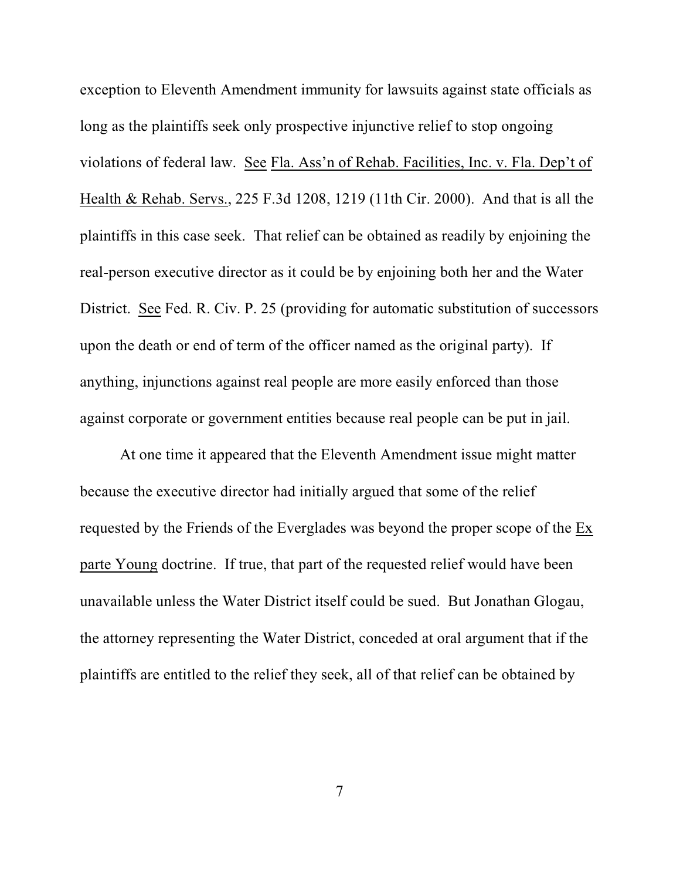exception to Eleventh Amendment immunity for lawsuits against state officials as long as the plaintiffs seek only prospective injunctive relief to stop ongoing violations of federal law. See Fla. Ass'n of Rehab. Facilities, Inc. v. Fla. Dep't of Health & Rehab. Servs., 225 F.3d 1208, 1219 (11th Cir. 2000). And that is all the plaintiffs in this case seek. That relief can be obtained as readily by enjoining the real-person executive director as it could be by enjoining both her and the Water District. See Fed. R. Civ. P. 25 (providing for automatic substitution of successors upon the death or end of term of the officer named as the original party). If anything, injunctions against real people are more easily enforced than those against corporate or government entities because real people can be put in jail.

At one time it appeared that the Eleventh Amendment issue might matter because the executive director had initially argued that some of the relief requested by the Friends of the Everglades was beyond the proper scope of the Ex parte Young doctrine. If true, that part of the requested relief would have been unavailable unless the Water District itself could be sued. But Jonathan Glogau, the attorney representing the Water District, conceded at oral argument that if the plaintiffs are entitled to the relief they seek, all of that relief can be obtained by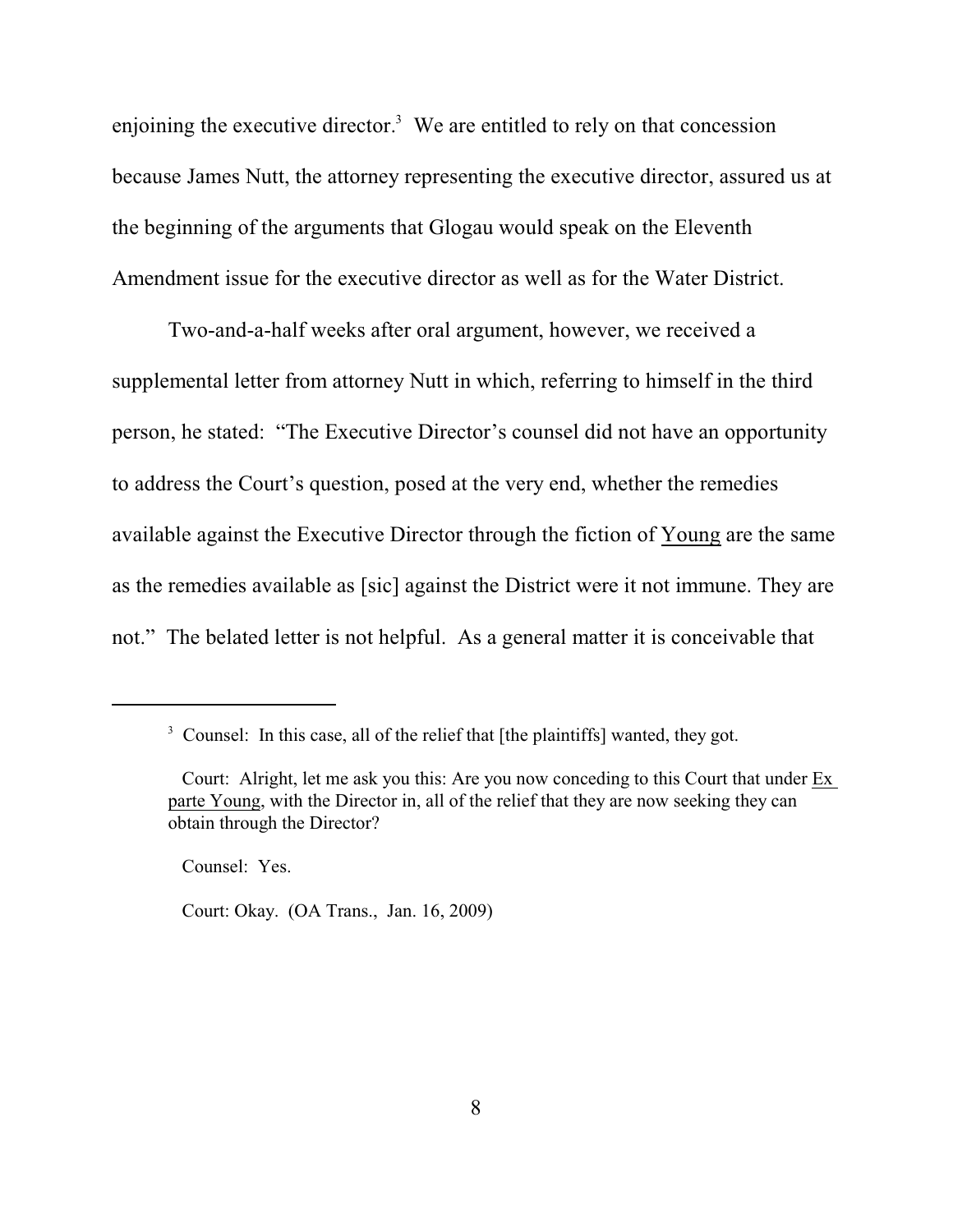enjoining the executive director.[3] We are entitled to rely on that concession because James Nutt, the attorney representing the executive director, assured us at the beginning of the arguments that Glogau would speak on the Eleventh Amendment issue for the executive director as well as for the Water District.

Two-and-a-half weeks after oral argument, however, we received a supplemental letter from attorney Nutt in which, referring to himself in the third person, he stated: "The Executive Director's counsel did not have an opportunity to address the Court's question, posed at the very end, whether the remedies available against the Executive Director through the fiction of Young are the same as the remedies available as [sic] against the District were it not immune. They are not." The belated letter is not helpful. As a general matter it is conceivable that

---

[3] Counsel: In this case, all of the relief that [the plaintiffs] wanted, they got.

Court: Alright, let me ask you this: Are you now conceding to this Court that under Ex parte Young, with the Director in, all of the relief that they are now seeking they can obtain through the Director?

Counsel: Yes.

Court: Okay. (OA Trans., Jan. 16, 2009)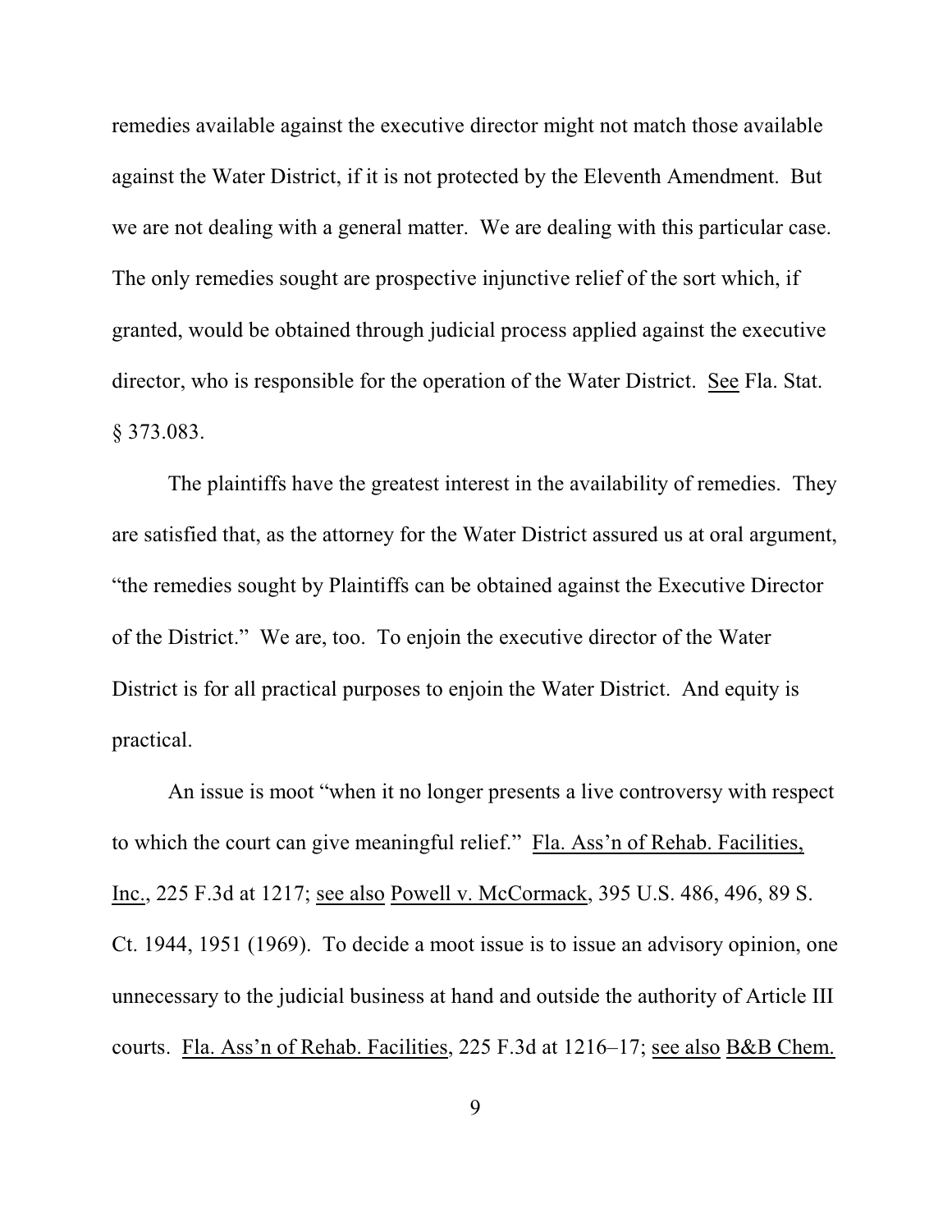remedies available against the executive director might not match those available against the Water District, if it is not protected by the Eleventh Amendment. But we are not dealing with a general matter. We are dealing with this particular case. The only remedies sought are prospective injunctive relief of the sort which, if granted, would be obtained through judicial process applied against the executive director, who is responsible for the operation of the Water District. See Fla. Stat. § 373.083.

The plaintiffs have the greatest interest in the availability of remedies. They are satisfied that, as the attorney for the Water District assured us at oral argument, "the remedies sought by Plaintiffs can be obtained against the Executive Director of the District." We are, too. To enjoin the executive director of the Water District is for all practical purposes to enjoin the Water District. And equity is practical.

An issue is moot "when it no longer presents a live controversy with respect to which the court can give meaningful relief." Fla. Ass'n of Rehab. Facilities, Inc., 225 F.3d at 1217; see also Powell v. McCormack, 395 U.S. 486, 496, 89 S. Ct. 1944, 1951 (1969). To decide a moot issue is to issue an advisory opinion, one unnecessary to the judicial business at hand and outside the authority of Article III courts. Fla. Ass'n of Rehab. Facilities, 225 F.3d at 1216–17; see also B&B Chem.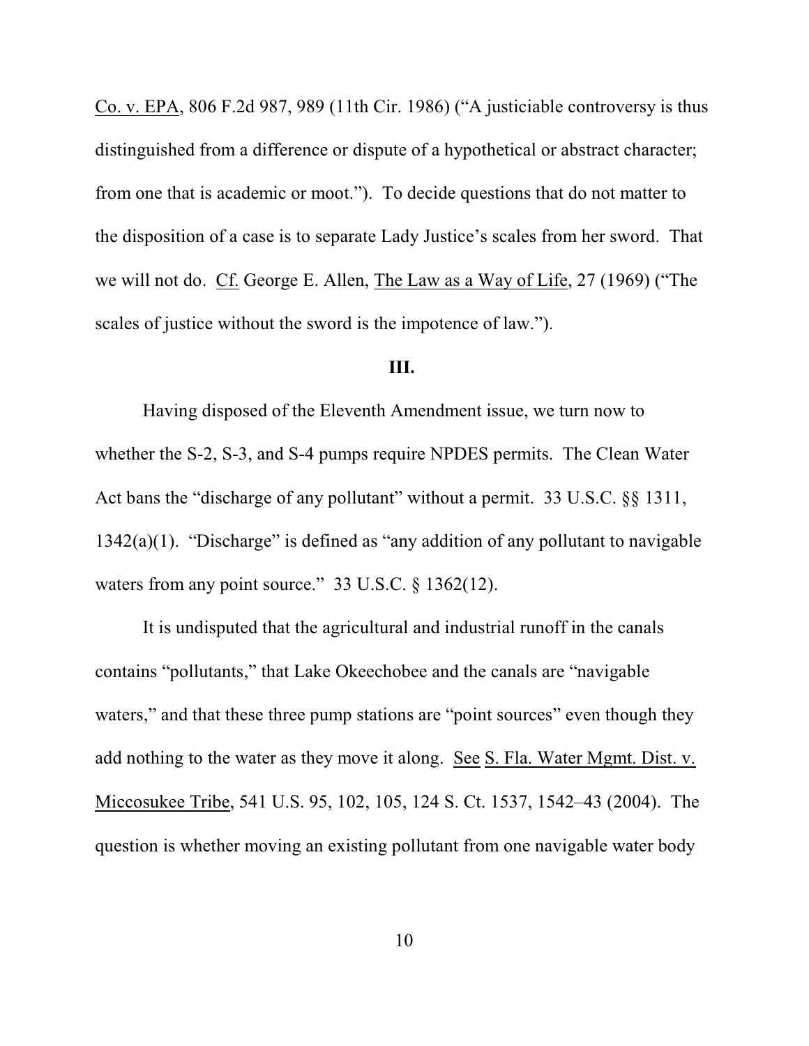Co. v. EPA, 806 F.2d 987, 989 (11th Cir. 1986) ("A justiciable controversy is thus distinguished from a difference or dispute of a hypothetical or abstract character; from one that is academic or moot."). To decide questions that do not matter to the disposition of a case is to separate Lady Justice's scales from her sword. That we will not do. Cf. George E. Allen, The Law as a Way of Life, 27 (1969) ("The scales of justice without the sword is the impotence of law.").

### III.

Having disposed of the Eleventh Amendment issue, we turn now to whether the S-2, S-3, and S-4 pumps require NPDES permits. The Clean Water Act bans the "discharge of any pollutant" without a permit. 33 U.S.C. §§ 1311, 1342(a)(1). "Discharge" is defined as "any addition of any pollutant to navigable waters from any point source." 33 U.S.C. § 1362(12).

It is undisputed that the agricultural and industrial runoff in the canals contains "pollutants," that Lake Okeechobee and the canals are "navigable waters," and that these three pump stations are "point sources" even though they add nothing to the water as they move it along. See S. Fla. Water Mgmt. Dist. v. Miccosukee Tribe, 541 U.S. 95, 102, 105, 124 S. Ct. 1537, 1542–43 (2004). The question is whether moving an existing pollutant from one navigable water body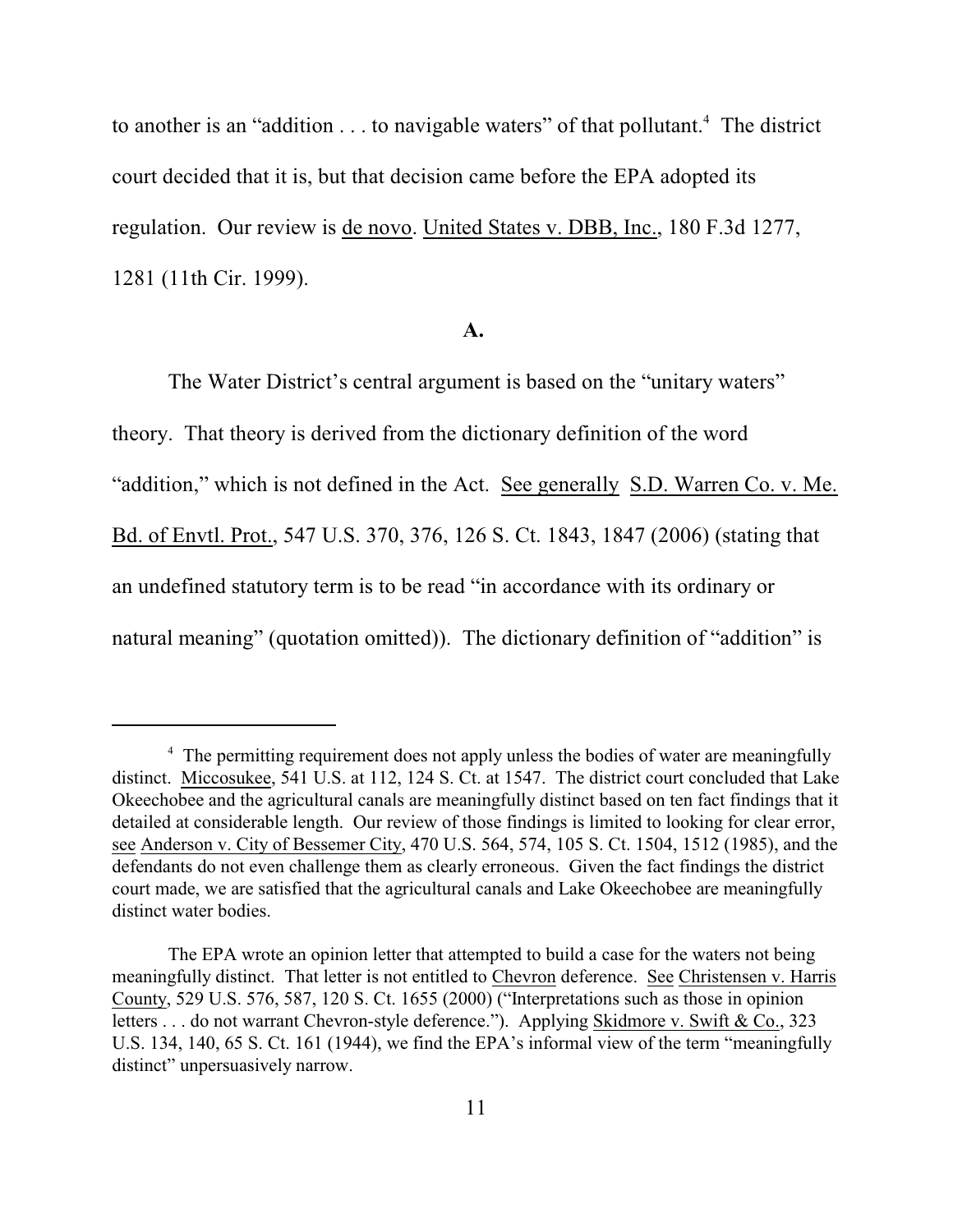to another is an "addition . . . to navigable waters" of that pollutant.[4] The district court decided that it is, but that decision came before the EPA adopted its regulation. Our review is de novo. United States v. DBB, Inc., 180 F.3d 1277, 1281 (11th Cir. 1999).

**A.**

The Water District's central argument is based on the "unitary waters" theory. That theory is derived from the dictionary definition of the word "addition," which is not defined in the Act. See generally S.D. Warren Co. v. Me. Bd. of Envtl. Prot., 547 U.S. 370, 376, 126 S. Ct. 1843, 1847 (2006) (stating that an undefined statutory term is to be read "in accordance with its ordinary or natural meaning" (quotation omitted)). The dictionary definition of "addition" is

---

[4] The permitting requirement does not apply unless the bodies of water are meaningfully distinct. Miccosukee, 541 U.S. at 112, 124 S. Ct. at 1547. The district court concluded that Lake Okeechobee and the agricultural canals are meaningfully distinct based on ten fact findings that it detailed at considerable length. Our review of those findings is limited to looking for clear error, see Anderson v. City of Bessemer City, 470 U.S. 564, 574, 105 S. Ct. 1504, 1512 (1985), and the defendants do not even challenge them as clearly erroneous. Given the fact findings the district court made, we are satisfied that the agricultural canals and Lake Okeechobee are meaningfully distinct water bodies.

The EPA wrote an opinion letter that attempted to build a case for the waters not being meaningfully distinct. That letter is not entitled to Chevron deference. See Christensen v. Harris County, 529 U.S. 576, 587, 120 S. Ct. 1655 (2000) ("Interpretations such as those in opinion letters . . . do not warrant Chevron-style deference."). Applying Skidmore v. Swift & Co., 323 U.S. 134, 140, 65 S. Ct. 161 (1944), we find the EPA's informal view of the term "meaningfully distinct" unpersuasively narrow.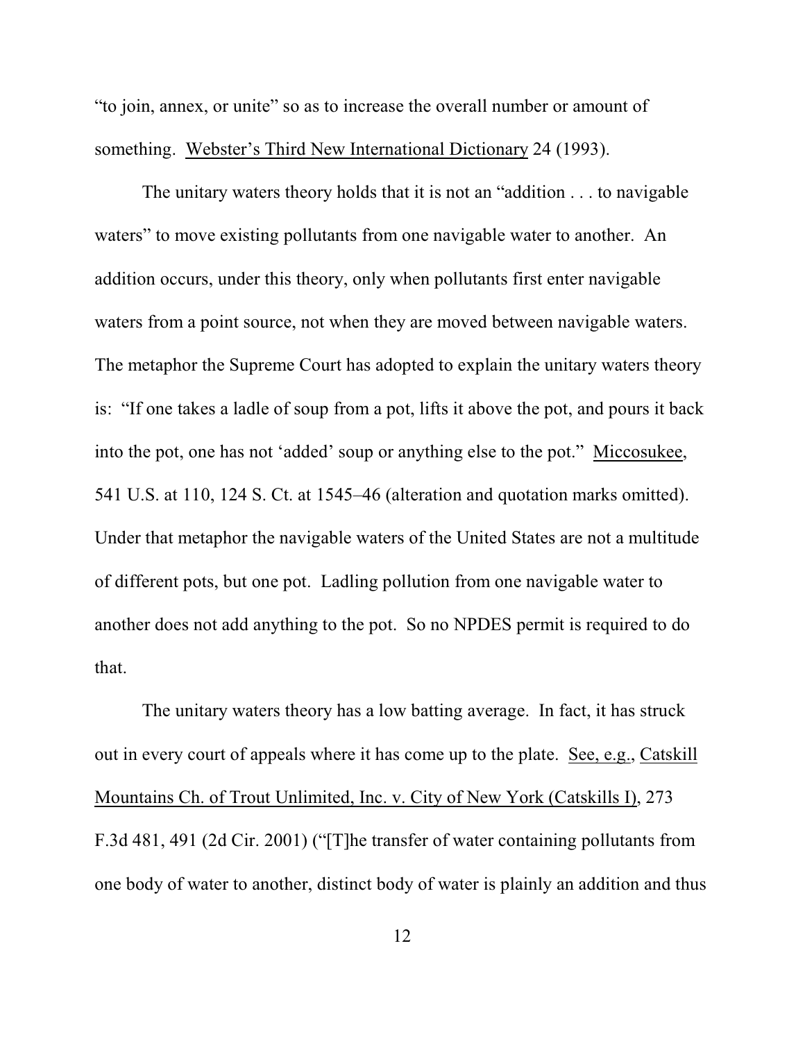"to join, annex, or unite" so as to increase the overall number or amount of something. Webster's Third New International Dictionary 24 (1993).

The unitary waters theory holds that it is not an "addition . . . to navigable waters" to move existing pollutants from one navigable water to another. An addition occurs, under this theory, only when pollutants first enter navigable waters from a point source, not when they are moved between navigable waters. The metaphor the Supreme Court has adopted to explain the unitary waters theory is: "If one takes a ladle of soup from a pot, lifts it above the pot, and pours it back into the pot, one has not 'added' soup or anything else to the pot." Miccosukee, 541 U.S. at 110, 124 S. Ct. at 1545–46 (alteration and quotation marks omitted). Under that metaphor the navigable waters of the United States are not a multitude of different pots, but one pot. Ladling pollution from one navigable water to another does not add anything to the pot. So no NPDES permit is required to do that.

The unitary waters theory has a low batting average. In fact, it has struck out in every court of appeals where it has come up to the plate. See, e.g., Catskill Mountains Ch. of Trout Unlimited, Inc. v. City of New York (Catskills I), 273 F.3d 481, 491 (2d Cir. 2001) ("[T]he transfer of water containing pollutants from one body of water to another, distinct body of water is plainly an addition and thus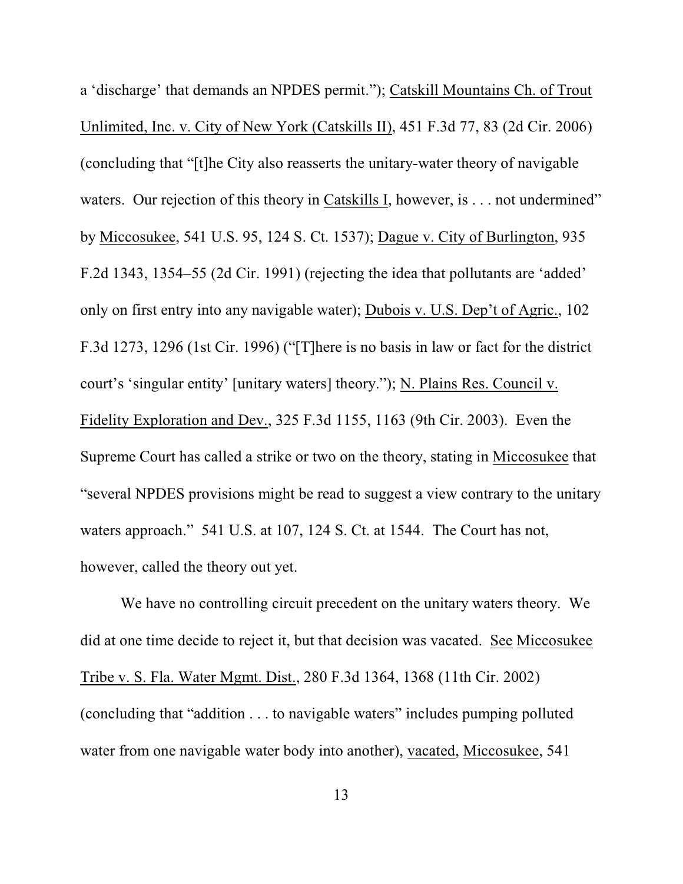a 'discharge' that demands an NPDES permit."); Catskill Mountains Ch. of Trout Unlimited, Inc. v. City of New York (Catskills II), 451 F.3d 77, 83 (2d Cir. 2006) (concluding that "[t]he City also reasserts the unitary-water theory of navigable waters. Our rejection of this theory in Catskills I, however, is . . . not undermined" by Miccosukee, 541 U.S. 95, 124 S. Ct. 1537); Dague v. City of Burlington, 935 F.2d 1343, 1354–55 (2d Cir. 1991) (rejecting the idea that pollutants are 'added' only on first entry into any navigable water); Dubois v. U.S. Dep't of Agric., 102 F.3d 1273, 1296 (1st Cir. 1996) ("[T]here is no basis in law or fact for the district court's 'singular entity' [unitary waters] theory."); N. Plains Res. Council v. Fidelity Exploration and Dev., 325 F.3d 1155, 1163 (9th Cir. 2003). Even the Supreme Court has called a strike or two on the theory, stating in Miccosukee that "several NPDES provisions might be read to suggest a view contrary to the unitary waters approach." 541 U.S. at 107, 124 S. Ct. at 1544. The Court has not, however, called the theory out yet.

We have no controlling circuit precedent on the unitary waters theory. We did at one time decide to reject it, but that decision was vacated. See Miccosukee Tribe v. S. Fla. Water Mgmt. Dist., 280 F.3d 1364, 1368 (11th Cir. 2002) (concluding that "addition . . . to navigable waters" includes pumping polluted water from one navigable water body into another), vacated, Miccosukee, 541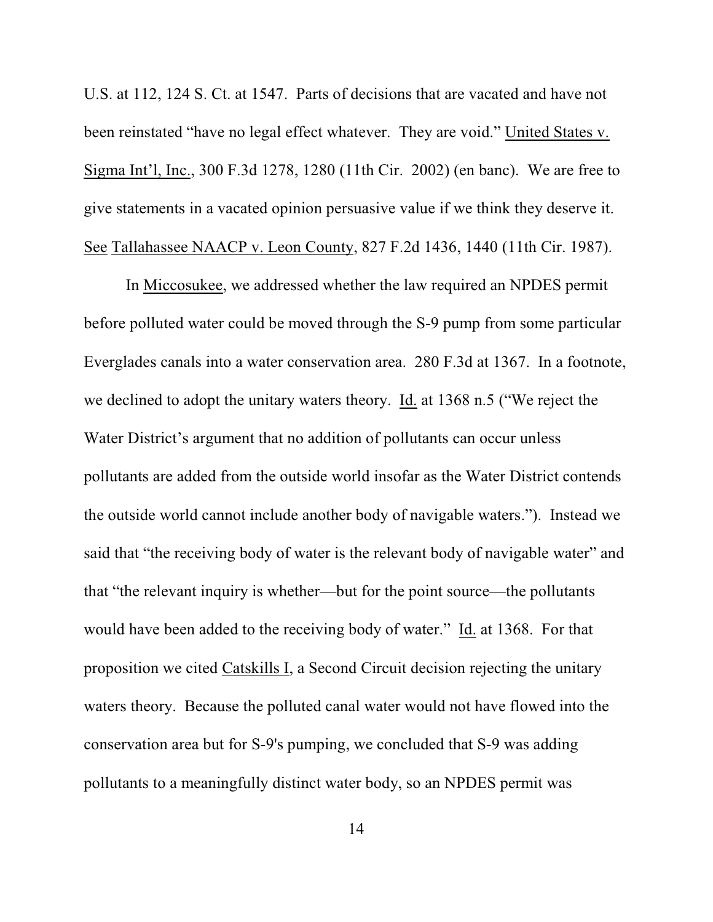U.S. at 112, 124 S. Ct. at 1547. Parts of decisions that are vacated and have not been reinstated "have no legal effect whatever. They are void." United States v. Sigma Int'l, Inc., 300 F.3d 1278, 1280 (11th Cir. 2002) (en banc). We are free to give statements in a vacated opinion persuasive value if we think they deserve it. See Tallahassee NAACP v. Leon County, 827 F.2d 1436, 1440 (11th Cir. 1987).

In Miccosukee, we addressed whether the law required an NPDES permit before polluted water could be moved through the S-9 pump from some particular Everglades canals into a water conservation area. 280 F.3d at 1367. In a footnote, we declined to adopt the unitary waters theory. Id. at 1368 n.5 ("We reject the Water District's argument that no addition of pollutants can occur unless pollutants are added from the outside world insofar as the Water District contends the outside world cannot include another body of navigable waters."). Instead we said that "the receiving body of water is the relevant body of navigable water" and that "the relevant inquiry is whether—but for the point source—the pollutants would have been added to the receiving body of water." Id. at 1368. For that proposition we cited Catskills I, a Second Circuit decision rejecting the unitary waters theory. Because the polluted canal water would not have flowed into the conservation area but for S-9's pumping, we concluded that S-9 was adding pollutants to a meaningfully distinct water body, so an NPDES permit was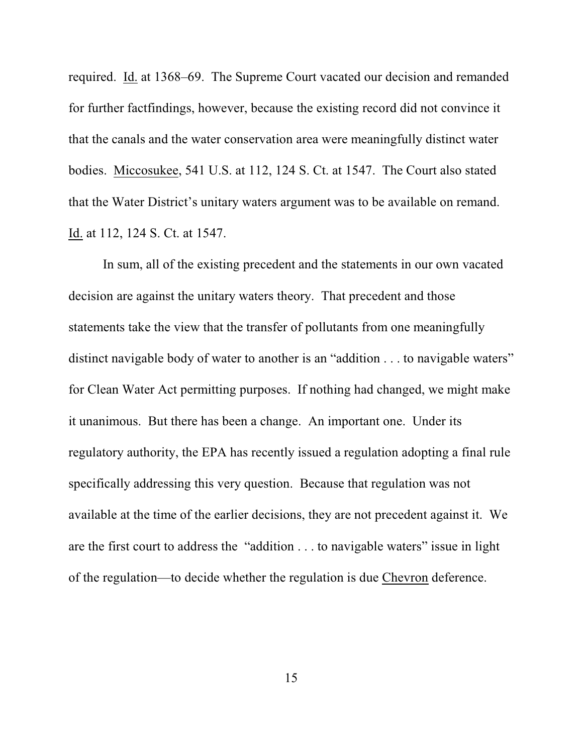required. Id. at 1368–69. The Supreme Court vacated our decision and remanded for further factfindings, however, because the existing record did not convince it that the canals and the water conservation area were meaningfully distinct water bodies. Miccosukee, 541 U.S. at 112, 124 S. Ct. at 1547. The Court also stated that the Water District's unitary waters argument was to be available on remand. Id. at 112, 124 S. Ct. at 1547.

In sum, all of the existing precedent and the statements in our own vacated decision are against the unitary waters theory. That precedent and those statements take the view that the transfer of pollutants from one meaningfully distinct navigable body of water to another is an "addition . . . to navigable waters" for Clean Water Act permitting purposes. If nothing had changed, we might make it unanimous. But there has been a change. An important one. Under its regulatory authority, the EPA has recently issued a regulation adopting a final rule specifically addressing this very question. Because that regulation was not available at the time of the earlier decisions, they are not precedent against it. We are the first court to address the "addition . . . to navigable waters" issue in light of the regulation—to decide whether the regulation is due Chevron deference.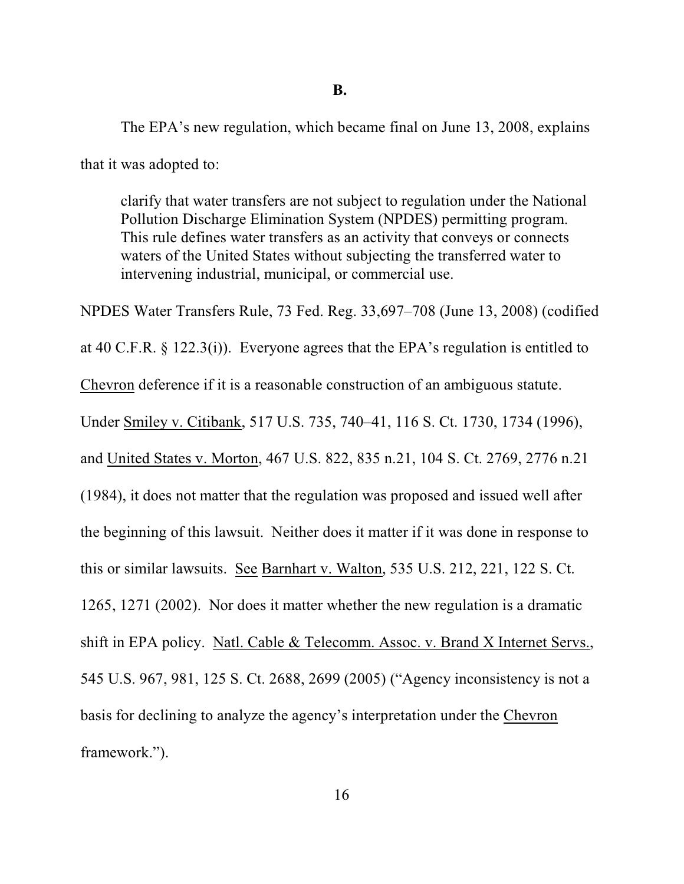**B.**

The EPA's new regulation, which became final on June 13, 2008, explains that it was adopted to:

> clarify that water transfers are not subject to regulation under the National Pollution Discharge Elimination System (NPDES) permitting program. This rule defines water transfers as an activity that conveys or connects waters of the United States without subjecting the transferred water to intervening industrial, municipal, or commercial use.

NPDES Water Transfers Rule, 73 Fed. Reg. 33,697–708 (June 13, 2008) (codified at 40 C.F.R. § 122.3(i)). Everyone agrees that the EPA's regulation is entitled to Chevron deference if it is a reasonable construction of an ambiguous statute. Under Smiley v. Citibank, 517 U.S. 735, 740–41, 116 S. Ct. 1730, 1734 (1996), and United States v. Morton, 467 U.S. 822, 835 n.21, 104 S. Ct. 2769, 2776 n.21 (1984), it does not matter that the regulation was proposed and issued well after the beginning of this lawsuit. Neither does it matter if it was done in response to this or similar lawsuits. See Barnhart v. Walton, 535 U.S. 212, 221, 122 S. Ct. 1265, 1271 (2002). Nor does it matter whether the new regulation is a dramatic shift in EPA policy. Natl. Cable & Telecomm. Assoc. v. Brand X Internet Servs., 545 U.S. 967, 981, 125 S. Ct. 2688, 2699 (2005) ("Agency inconsistency is not a basis for declining to analyze the agency's interpretation under the Chevron framework.").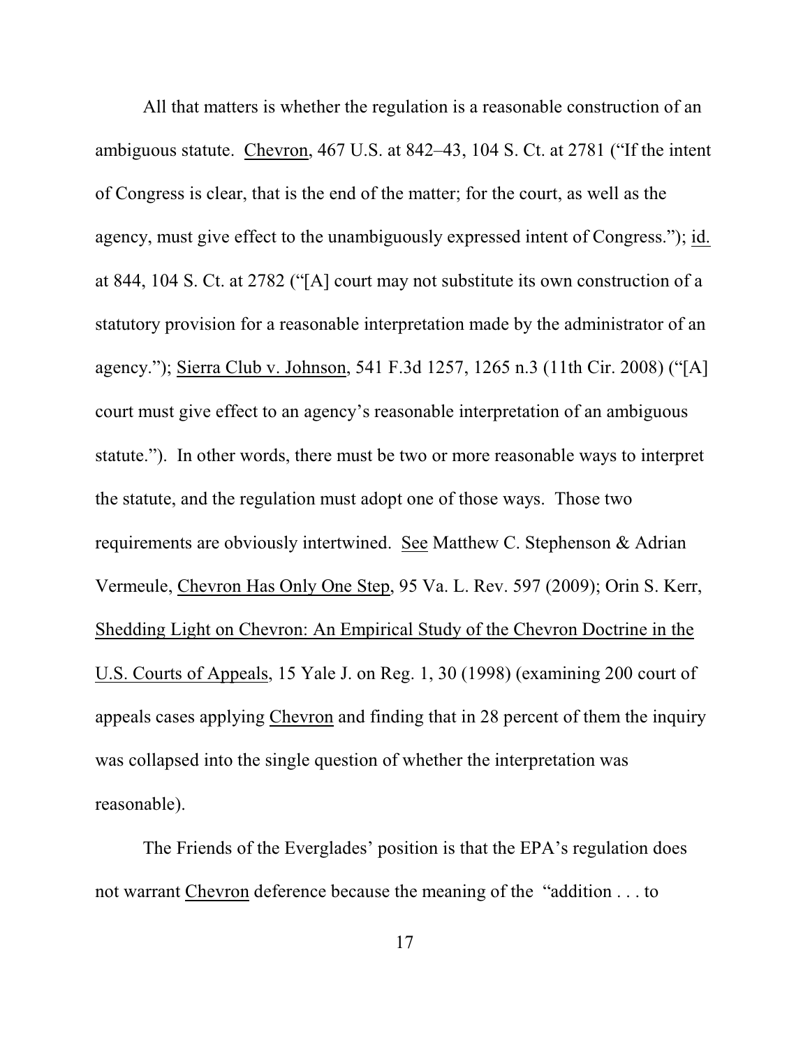All that matters is whether the regulation is a reasonable construction of an ambiguous statute. Chevron, 467 U.S. at 842–43, 104 S. Ct. at 2781 ("If the intent of Congress is clear, that is the end of the matter; for the court, as well as the agency, must give effect to the unambiguously expressed intent of Congress."); id. at 844, 104 S. Ct. at 2782 ("[A] court may not substitute its own construction of a statutory provision for a reasonable interpretation made by the administrator of an agency."); Sierra Club v. Johnson, 541 F.3d 1257, 1265 n.3 (11th Cir. 2008) ("[A] court must give effect to an agency's reasonable interpretation of an ambiguous statute."). In other words, there must be two or more reasonable ways to interpret the statute, and the regulation must adopt one of those ways. Those two requirements are obviously intertwined. See Matthew C. Stephenson & Adrian Vermeule, Chevron Has Only One Step, 95 Va. L. Rev. 597 (2009); Orin S. Kerr, Shedding Light on Chevron: An Empirical Study of the Chevron Doctrine in the U.S. Courts of Appeals, 15 Yale J. on Reg. 1, 30 (1998) (examining 200 court of appeals cases applying Chevron and finding that in 28 percent of them the inquiry was collapsed into the single question of whether the interpretation was reasonable).

The Friends of the Everglades' position is that the EPA's regulation does not warrant Chevron deference because the meaning of the "addition . . . to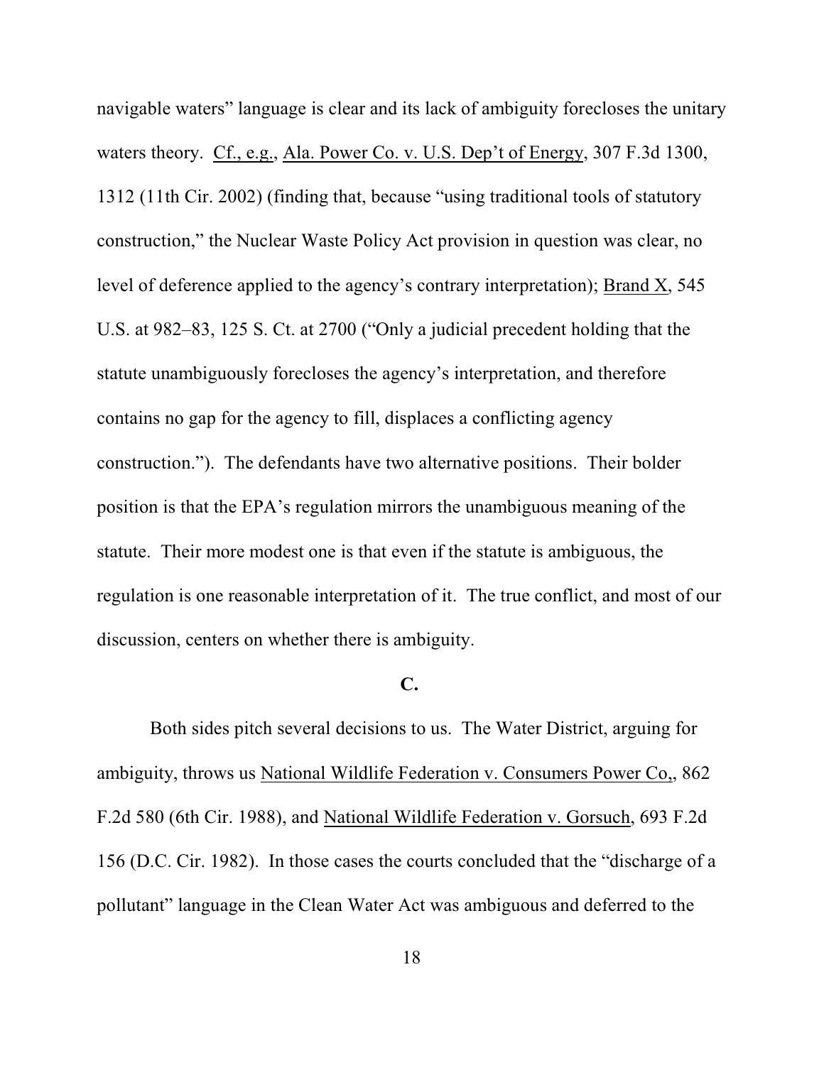navigable waters" language is clear and its lack of ambiguity forecloses the unitary waters theory. Cf., e.g., Ala. Power Co. v. U.S. Dep't of Energy, 307 F.3d 1300, 1312 (11th Cir. 2002) (finding that, because "using traditional tools of statutory construction," the Nuclear Waste Policy Act provision in question was clear, no level of deference applied to the agency's contrary interpretation); Brand X, 545 U.S. at 982–83, 125 S. Ct. at 2700 ("Only a judicial precedent holding that the statute unambiguously forecloses the agency's interpretation, and therefore contains no gap for the agency to fill, displaces a conflicting agency construction."). The defendants have two alternative positions. Their bolder position is that the EPA's regulation mirrors the unambiguous meaning of the statute. Their more modest one is that even if the statute is ambiguous, the regulation is one reasonable interpretation of it. The true conflict, and most of our discussion, centers on whether there is ambiguity.

**C.**

Both sides pitch several decisions to us. The Water District, arguing for ambiguity, throws us National Wildlife Federation v. Consumers Power Co,, 862 F.2d 580 (6th Cir. 1988), and National Wildlife Federation v. Gorsuch, 693 F.2d 156 (D.C. Cir. 1982). In those cases the courts concluded that the "discharge of a pollutant" language in the Clean Water Act was ambiguous and deferred to the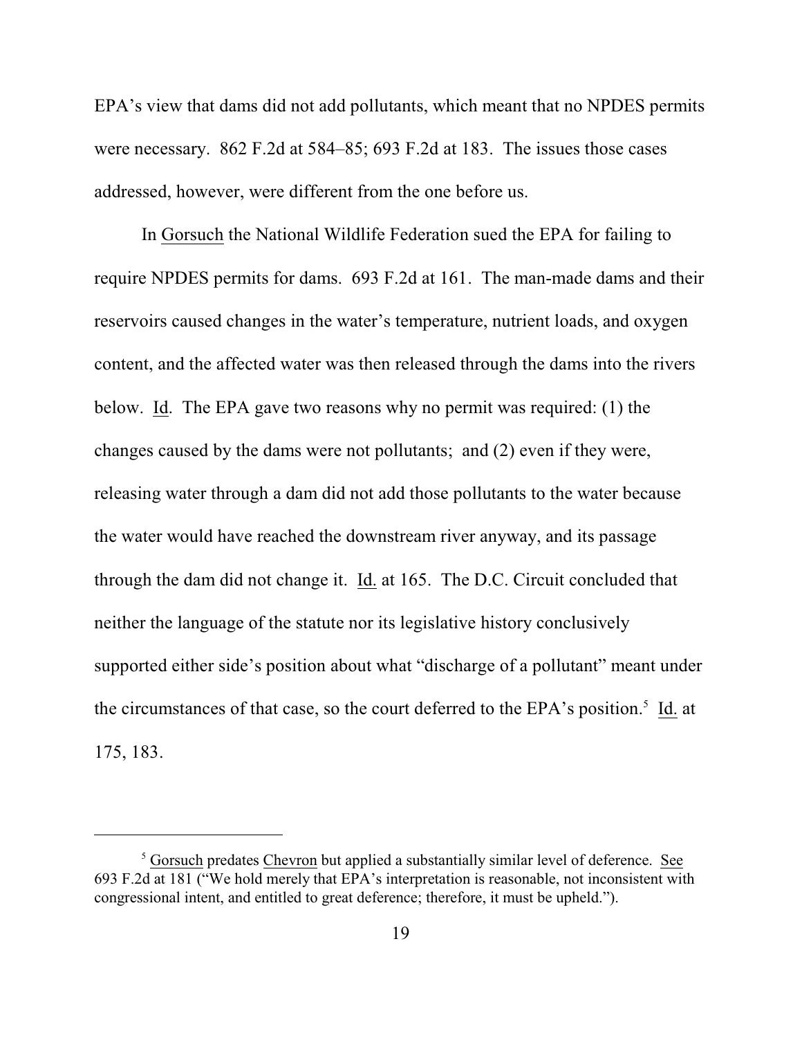EPA's view that dams did not add pollutants, which meant that no NPDES permits were necessary. 862 F.2d at 584–85; 693 F.2d at 183. The issues those cases addressed, however, were different from the one before us.

In Gorsuch the National Wildlife Federation sued the EPA for failing to require NPDES permits for dams. 693 F.2d at 161. The man-made dams and their reservoirs caused changes in the water's temperature, nutrient loads, and oxygen content, and the affected water was then released through the dams into the rivers below. Id. The EPA gave two reasons why no permit was required: (1) the changes caused by the dams were not pollutants; and (2) even if they were, releasing water through a dam did not add those pollutants to the water because the water would have reached the downstream river anyway, and its passage through the dam did not change it. Id. at 165. The D.C. Circuit concluded that neither the language of the statute nor its legislative history conclusively supported either side's position about what "discharge of a pollutant" meant under the circumstances of that case, so the court deferred to the EPA's position.[5] Id. at 175, 183.

---

[5] Gorsuch predates Chevron but applied a substantially similar level of deference. See 693 F.2d at 181 ("We hold merely that EPA's interpretation is reasonable, not inconsistent with congressional intent, and entitled to great deference; therefore, it must be upheld.").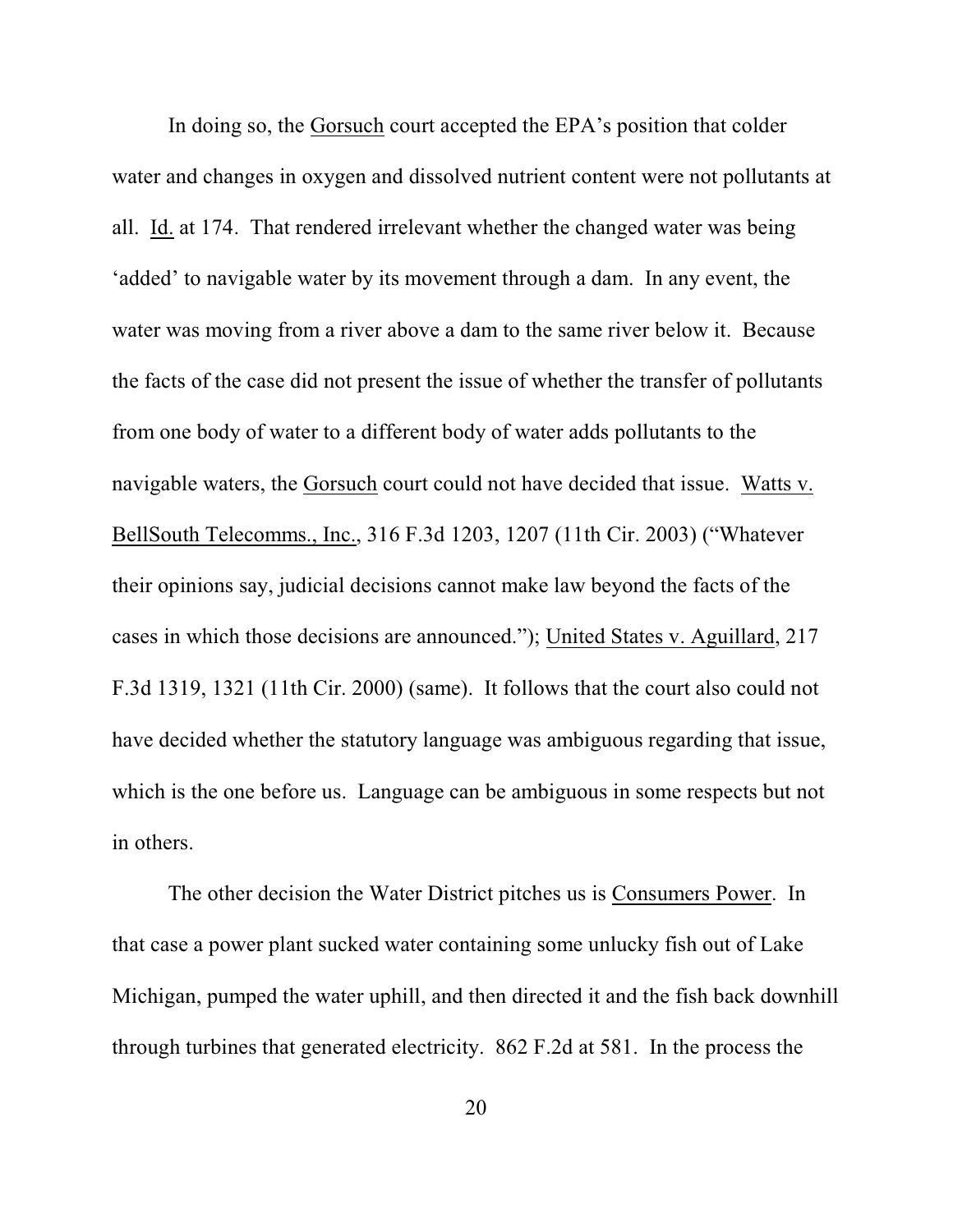In doing so, the Gorsuch court accepted the EPA's position that colder water and changes in oxygen and dissolved nutrient content were not pollutants at all. Id. at 174. That rendered irrelevant whether the changed water was being 'added' to navigable water by its movement through a dam. In any event, the water was moving from a river above a dam to the same river below it. Because the facts of the case did not present the issue of whether the transfer of pollutants from one body of water to a different body of water adds pollutants to the navigable waters, the Gorsuch court could not have decided that issue. Watts v. BellSouth Telecomms., Inc., 316 F.3d 1203, 1207 (11th Cir. 2003) ("Whatever their opinions say, judicial decisions cannot make law beyond the facts of the cases in which those decisions are announced."); United States v. Aguillard, 217 F.3d 1319, 1321 (11th Cir. 2000) (same). It follows that the court also could not have decided whether the statutory language was ambiguous regarding that issue, which is the one before us. Language can be ambiguous in some respects but not in others.

The other decision the Water District pitches us is Consumers Power. In that case a power plant sucked water containing some unlucky fish out of Lake Michigan, pumped the water uphill, and then directed it and the fish back downhill through turbines that generated electricity. 862 F.2d at 581. In the process the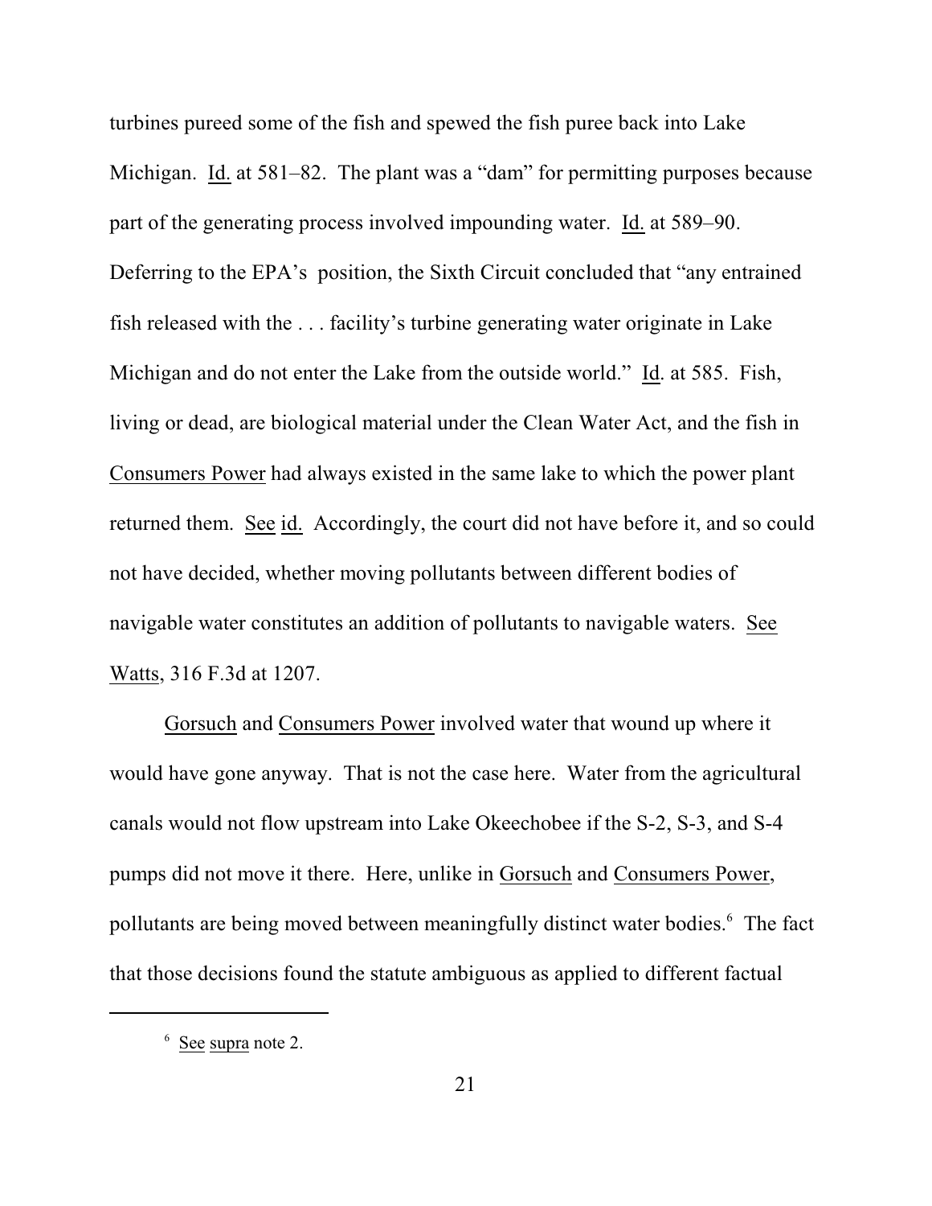turbines pureed some of the fish and spewed the fish puree back into Lake Michigan. Id. at 581–82. The plant was a "dam" for permitting purposes because part of the generating process involved impounding water. Id. at 589–90. Deferring to the EPA's position, the Sixth Circuit concluded that "any entrained fish released with the . . . facility's turbine generating water originate in Lake Michigan and do not enter the Lake from the outside world." Id. at 585. Fish, living or dead, are biological material under the Clean Water Act, and the fish in Consumers Power had always existed in the same lake to which the power plant returned them. See id. Accordingly, the court did not have before it, and so could not have decided, whether moving pollutants between different bodies of navigable water constitutes an addition of pollutants to navigable waters. See Watts, 316 F.3d at 1207.

Gorsuch and Consumers Power involved water that wound up where it would have gone anyway. That is not the case here. Water from the agricultural canals would not flow upstream into Lake Okeechobee if the S-2, S-3, and S-4 pumps did not move it there. Here, unlike in Gorsuch and Consumers Power, pollutants are being moved between meaningfully distinct water bodies.[6] The fact that those decisions found the statute ambiguous as applied to different factual

---

[6] See supra note 2.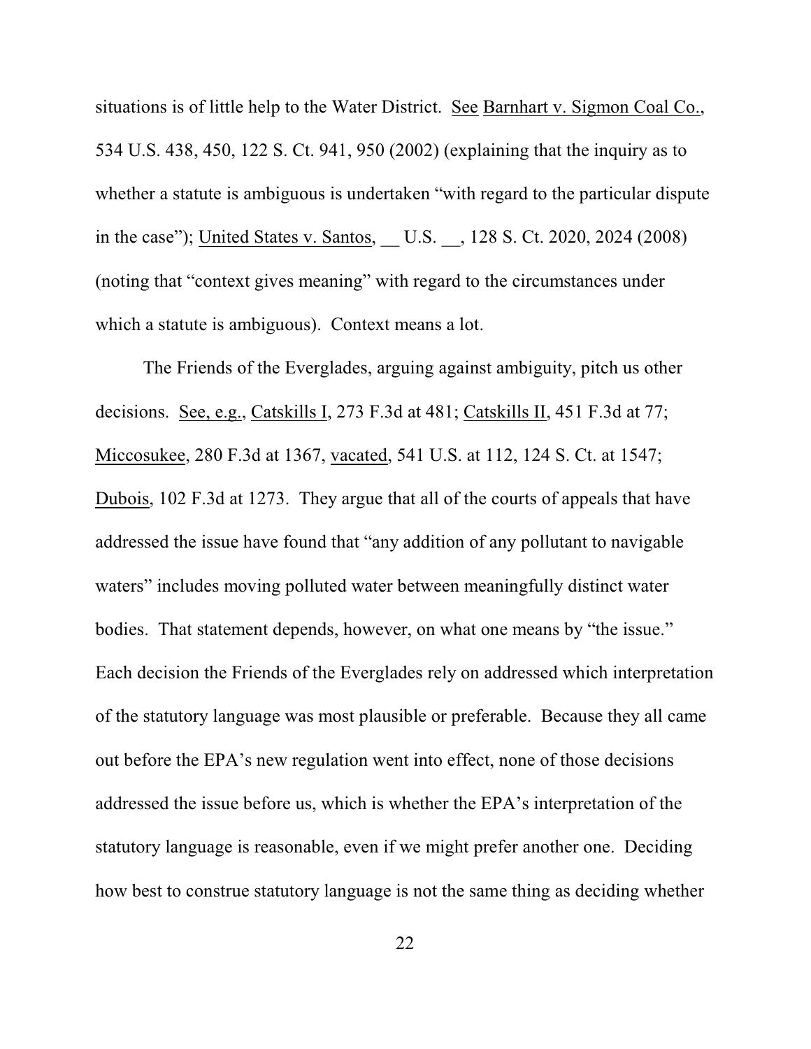situations is of little help to the Water District. See Barnhart v. Sigmon Coal Co., 534 U.S. 438, 450, 122 S. Ct. 941, 950 (2002) (explaining that the inquiry as to whether a statute is ambiguous is undertaken "with regard to the particular dispute in the case"); United States v. Santos, __ U.S. __, 128 S. Ct. 2020, 2024 (2008) (noting that "context gives meaning" with regard to the circumstances under which a statute is ambiguous). Context means a lot.

The Friends of the Everglades, arguing against ambiguity, pitch us other decisions. See, e.g., Catskills I, 273 F.3d at 481; Catskills II, 451 F.3d at 77; Miccosukee, 280 F.3d at 1367, vacated, 541 U.S. at 112, 124 S. Ct. at 1547; Dubois, 102 F.3d at 1273. They argue that all of the courts of appeals that have addressed the issue have found that "any addition of any pollutant to navigable waters" includes moving polluted water between meaningfully distinct water bodies. That statement depends, however, on what one means by "the issue." Each decision the Friends of the Everglades rely on addressed which interpretation of the statutory language was most plausible or preferable. Because they all came out before the EPA's new regulation went into effect, none of those decisions addressed the issue before us, which is whether the EPA's interpretation of the statutory language is reasonable, even if we might prefer another one. Deciding how best to construe statutory language is not the same thing as deciding whether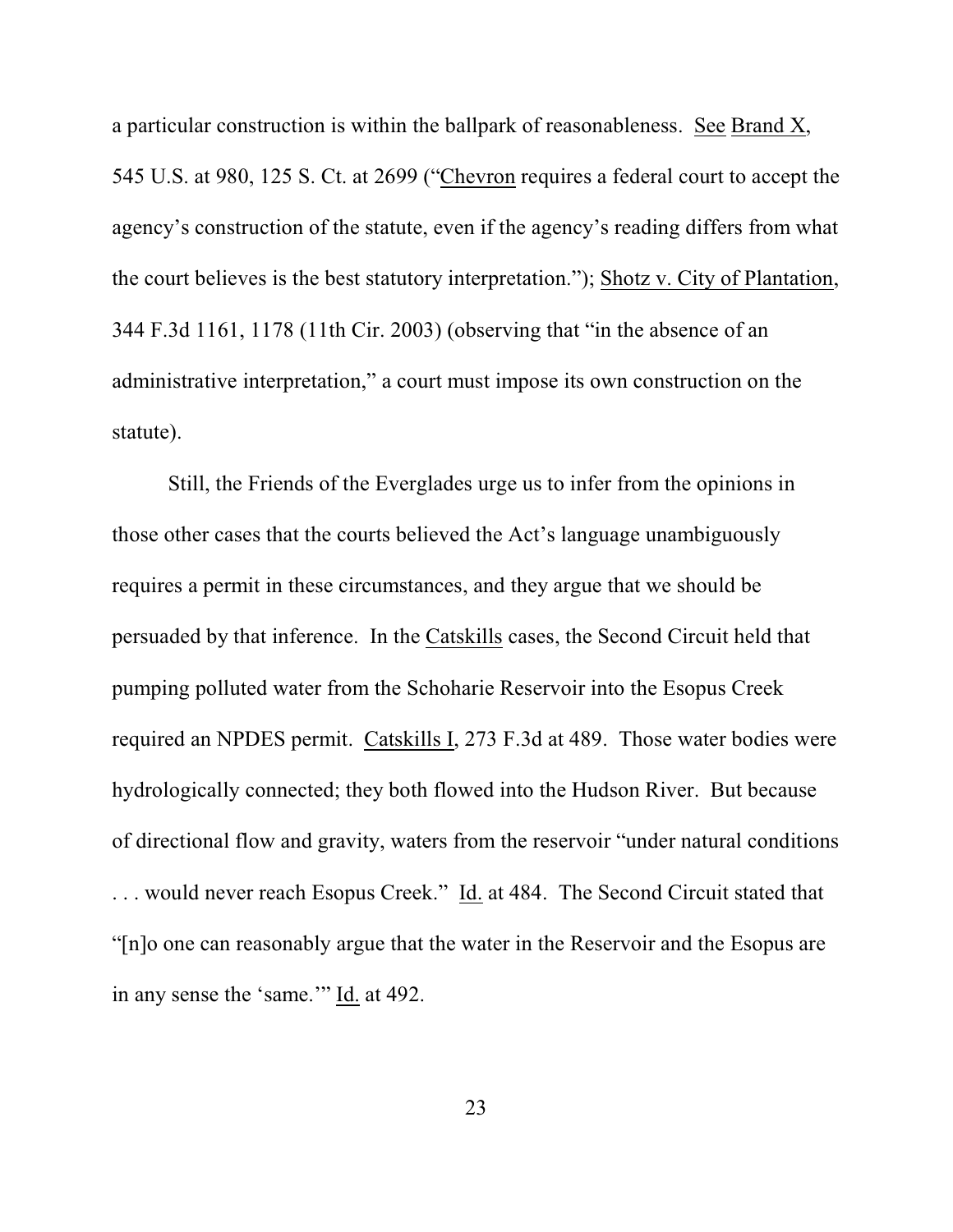a particular construction is within the ballpark of reasonableness. See Brand X, 545 U.S. at 980, 125 S. Ct. at 2699 ("Chevron requires a federal court to accept the agency's construction of the statute, even if the agency's reading differs from what the court believes is the best statutory interpretation."); Shotz v. City of Plantation, 344 F.3d 1161, 1178 (11th Cir. 2003) (observing that "in the absence of an administrative interpretation," a court must impose its own construction on the statute).

Still, the Friends of the Everglades urge us to infer from the opinions in those other cases that the courts believed the Act's language unambiguously requires a permit in these circumstances, and they argue that we should be persuaded by that inference. In the Catskills cases, the Second Circuit held that pumping polluted water from the Schoharie Reservoir into the Esopus Creek required an NPDES permit. Catskills I, 273 F.3d at 489. Those water bodies were hydrologically connected; they both flowed into the Hudson River. But because of directional flow and gravity, waters from the reservoir "under natural conditions . . . would never reach Esopus Creek." Id. at 484. The Second Circuit stated that "[n]o one can reasonably argue that the water in the Reservoir and the Esopus are in any sense the 'same.'" Id. at 492.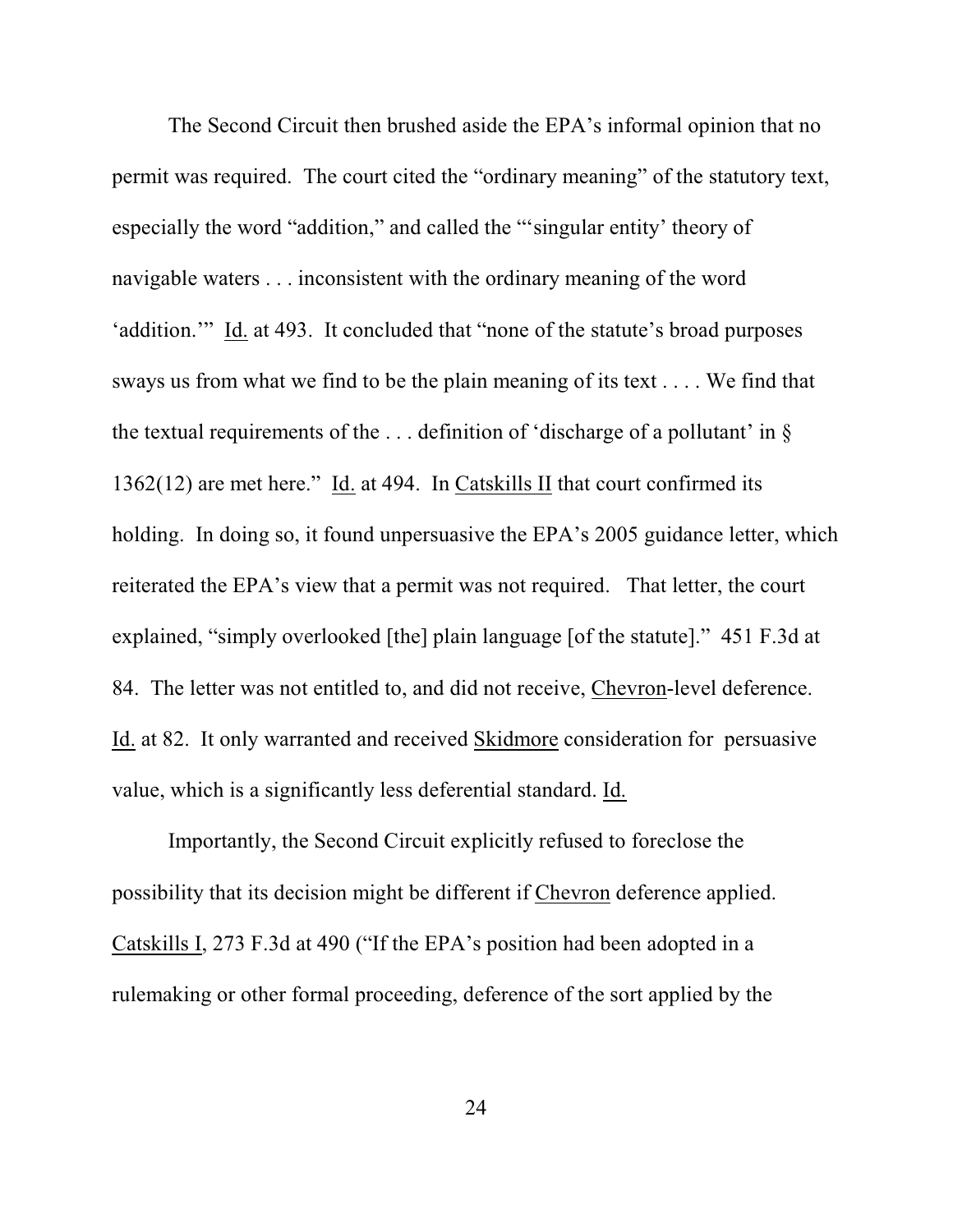The Second Circuit then brushed aside the EPA's informal opinion that no permit was required. The court cited the "ordinary meaning" of the statutory text, especially the word "addition," and called the "'singular entity' theory of navigable waters . . . inconsistent with the ordinary meaning of the word 'addition.'" Id. at 493. It concluded that "none of the statute's broad purposes sways us from what we find to be the plain meaning of its text . . . . We find that the textual requirements of the . . . definition of 'discharge of a pollutant' in § 1362(12) are met here." Id. at 494. In Catskills II that court confirmed its holding. In doing so, it found unpersuasive the EPA's 2005 guidance letter, which reiterated the EPA's view that a permit was not required. That letter, the court explained, "simply overlooked [the] plain language [of the statute]." 451 F.3d at 84. The letter was not entitled to, and did not receive, Chevron-level deference. Id. at 82. It only warranted and received Skidmore consideration for persuasive value, which is a significantly less deferential standard. Id.

Importantly, the Second Circuit explicitly refused to foreclose the possibility that its decision might be different if Chevron deference applied. Catskills I, 273 F.3d at 490 ("If the EPA's position had been adopted in a rulemaking or other formal proceeding, deference of the sort applied by the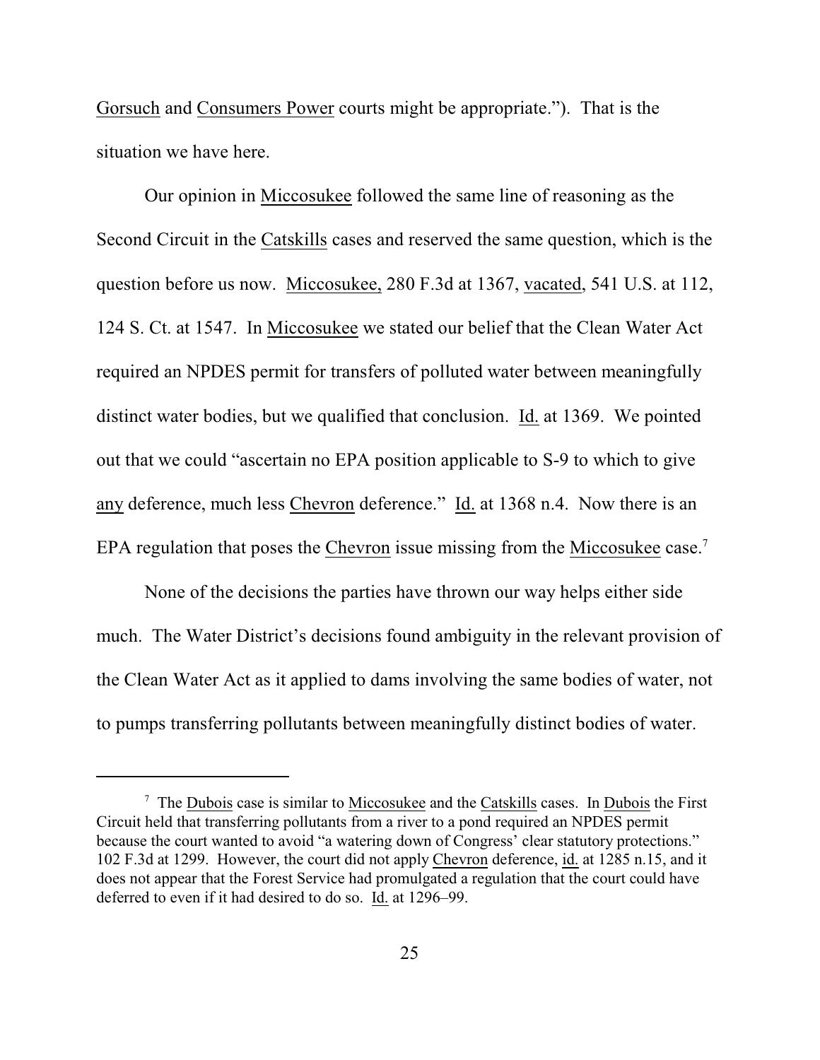Gorsuch and Consumers Power courts might be appropriate."). That is the situation we have here.

Our opinion in Miccosukee followed the same line of reasoning as the Second Circuit in the Catskills cases and reserved the same question, which is the question before us now. Miccosukee, 280 F.3d at 1367, vacated, 541 U.S. at 112, 124 S. Ct. at 1547. In Miccosukee we stated our belief that the Clean Water Act required an NPDES permit for transfers of polluted water between meaningfully distinct water bodies, but we qualified that conclusion. Id. at 1369. We pointed out that we could "ascertain no EPA position applicable to S-9 to which to give any deference, much less Chevron deference." Id. at 1368 n.4. Now there is an EPA regulation that poses the Chevron issue missing from the Miccosukee case.[7]

None of the decisions the parties have thrown our way helps either side much. The Water District's decisions found ambiguity in the relevant provision of the Clean Water Act as it applied to dams involving the same bodies of water, not to pumps transferring pollutants between meaningfully distinct bodies of water.

---

[7] The Dubois case is similar to Miccosukee and the Catskills cases. In Dubois the First Circuit held that transferring pollutants from a river to a pond required an NPDES permit because the court wanted to avoid "a watering down of Congress' clear statutory protections." 102 F.3d at 1299. However, the court did not apply Chevron deference, id. at 1285 n.15, and it does not appear that the Forest Service had promulgated a regulation that the court could have deferred to even if it had desired to do so. Id. at 1296–99.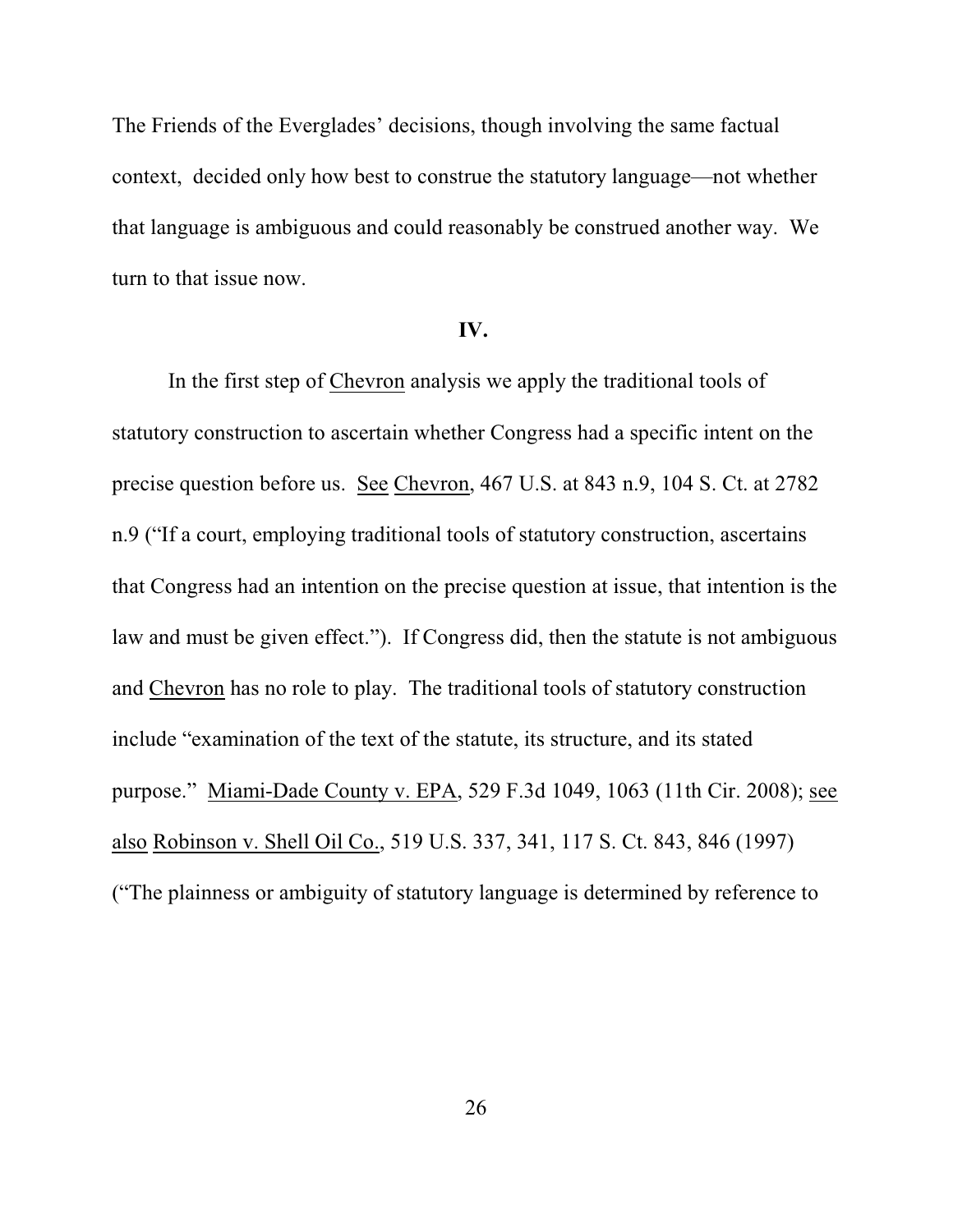The Friends of the Everglades' decisions, though involving the same factual context, decided only how best to construe the statutory language—not whether that language is ambiguous and could reasonably be construed another way. We turn to that issue now.

## IV.

In the first step of Chevron analysis we apply the traditional tools of statutory construction to ascertain whether Congress had a specific intent on the precise question before us. See Chevron, 467 U.S. at 843 n.9, 104 S. Ct. at 2782 n.9 ("If a court, employing traditional tools of statutory construction, ascertains that Congress had an intention on the precise question at issue, that intention is the law and must be given effect."). If Congress did, then the statute is not ambiguous and Chevron has no role to play. The traditional tools of statutory construction include "examination of the text of the statute, its structure, and its stated purpose." Miami-Dade County v. EPA, 529 F.3d 1049, 1063 (11th Cir. 2008); see also Robinson v. Shell Oil Co., 519 U.S. 337, 341, 117 S. Ct. 843, 846 (1997) ("The plainness or ambiguity of statutory language is determined by reference to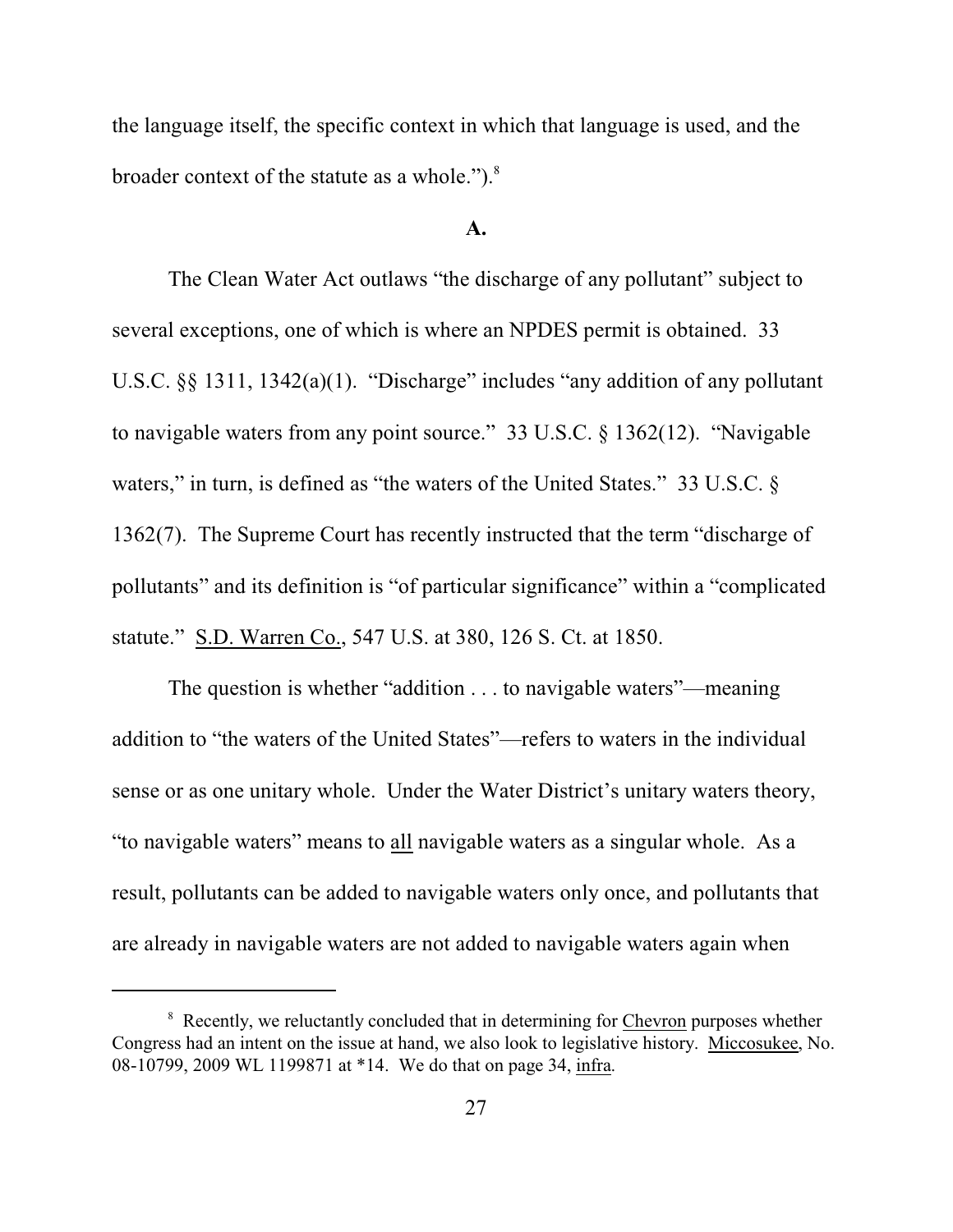the language itself, the specific context in which that language is used, and the broader context of the statute as a whole.").[8]

### A.

The Clean Water Act outlaws "the discharge of any pollutant" subject to several exceptions, one of which is where an NPDES permit is obtained. 33 U.S.C. §§ 1311, 1342(a)(1). "Discharge" includes "any addition of any pollutant to navigable waters from any point source." 33 U.S.C. § 1362(12). "Navigable waters," in turn, is defined as "the waters of the United States." 33 U.S.C. § 1362(7). The Supreme Court has recently instructed that the term "discharge of pollutants" and its definition is "of particular significance" within a "complicated statute." S.D. Warren Co., 547 U.S. at 380, 126 S. Ct. at 1850.

The question is whether "addition . . . to navigable waters"—meaning addition to "the waters of the United States"—refers to waters in the individual sense or as one unitary whole. Under the Water District's unitary waters theory, "to navigable waters" means to all navigable waters as a singular whole. As a result, pollutants can be added to navigable waters only once, and pollutants that are already in navigable waters are not added to navigable waters again when

---

[8] Recently, we reluctantly concluded that in determining for Chevron purposes whether Congress had an intent on the issue at hand, we also look to legislative history. Miccosukee, No. 08-10799, 2009 WL 1199871 at *14. We do that on page 34, infra.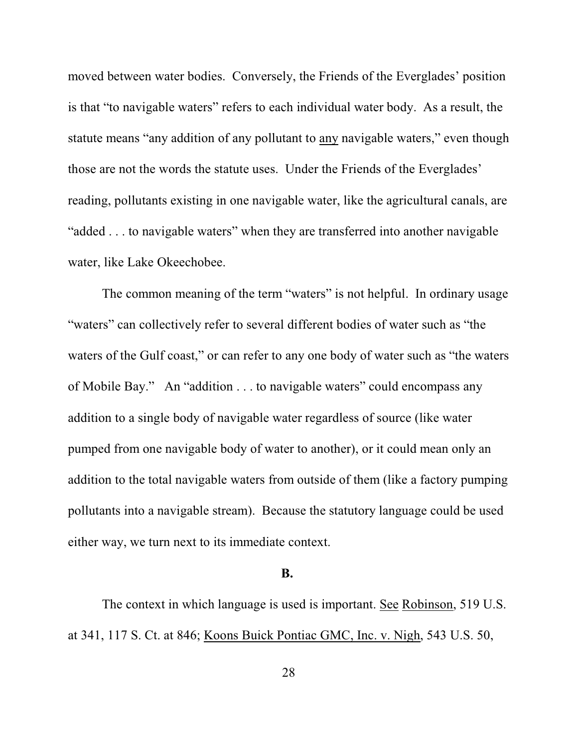moved between water bodies. Conversely, the Friends of the Everglades' position is that "to navigable waters" refers to each individual water body. As a result, the statute means "any addition of any pollutant to <u>any</u> navigable waters," even though those are not the words the statute uses. Under the Friends of the Everglades' reading, pollutants existing in one navigable water, like the agricultural canals, are "added . . . to navigable waters" when they are transferred into another navigable water, like Lake Okeechobee.

The common meaning of the term "waters" is not helpful. In ordinary usage "waters" can collectively refer to several different bodies of water such as "the waters of the Gulf coast," or can refer to any one body of water such as "the waters of Mobile Bay." An "addition . . . to navigable waters" could encompass any addition to a single body of navigable water regardless of source (like water pumped from one navigable body of water to another), or it could mean only an addition to the total navigable waters from outside of them (like a factory pumping pollutants into a navigable stream). Because the statutory language could be used either way, we turn next to its immediate context.

**B.**

The context in which language is used is important. <u>See</u> <u>Robinson</u>, 519 U.S. at 341, 117 S. Ct. at 846; <u>Koons Buick Pontiac GMC, Inc. v. Nigh</u>, 543 U.S. 50,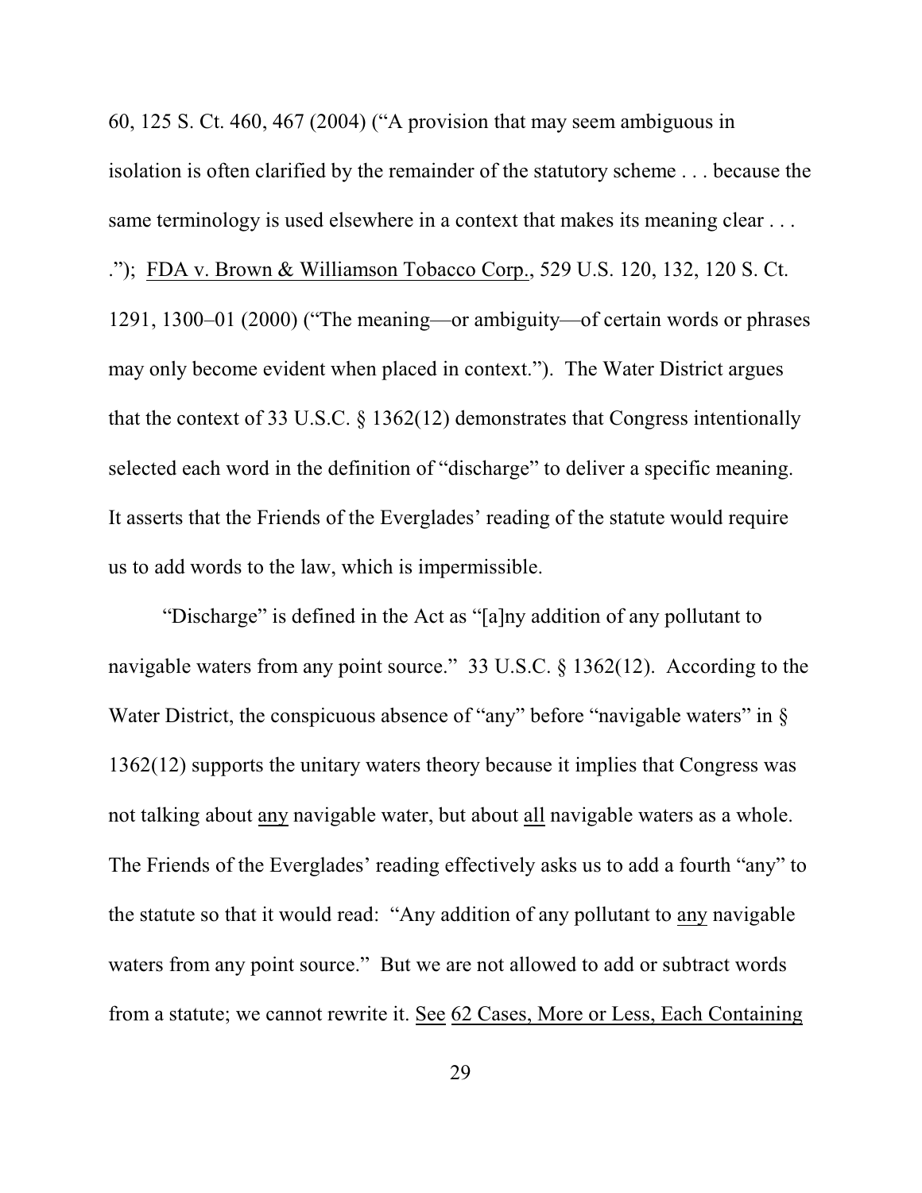60, 125 S. Ct. 460, 467 (2004) ("A provision that may seem ambiguous in isolation is often clarified by the remainder of the statutory scheme . . . because the same terminology is used elsewhere in a context that makes its meaning clear . . . ."); FDA v. Brown & Williamson Tobacco Corp., 529 U.S. 120, 132, 120 S. Ct. 1291, 1300–01 (2000) ("The meaning—or ambiguity—of certain words or phrases may only become evident when placed in context."). The Water District argues that the context of 33 U.S.C. § 1362(12) demonstrates that Congress intentionally selected each word in the definition of "discharge" to deliver a specific meaning. It asserts that the Friends of the Everglades' reading of the statute would require us to add words to the law, which is impermissible.

"Discharge" is defined in the Act as "[a]ny addition of any pollutant to navigable waters from any point source." 33 U.S.C. § 1362(12). According to the Water District, the conspicuous absence of "any" before "navigable waters" in § 1362(12) supports the unitary waters theory because it implies that Congress was not talking about any navigable water, but about all navigable waters as a whole. The Friends of the Everglades' reading effectively asks us to add a fourth "any" to the statute so that it would read: "Any addition of any pollutant to any navigable waters from any point source." But we are not allowed to add or subtract words from a statute; we cannot rewrite it. See 62 Cases, More or Less, Each Containing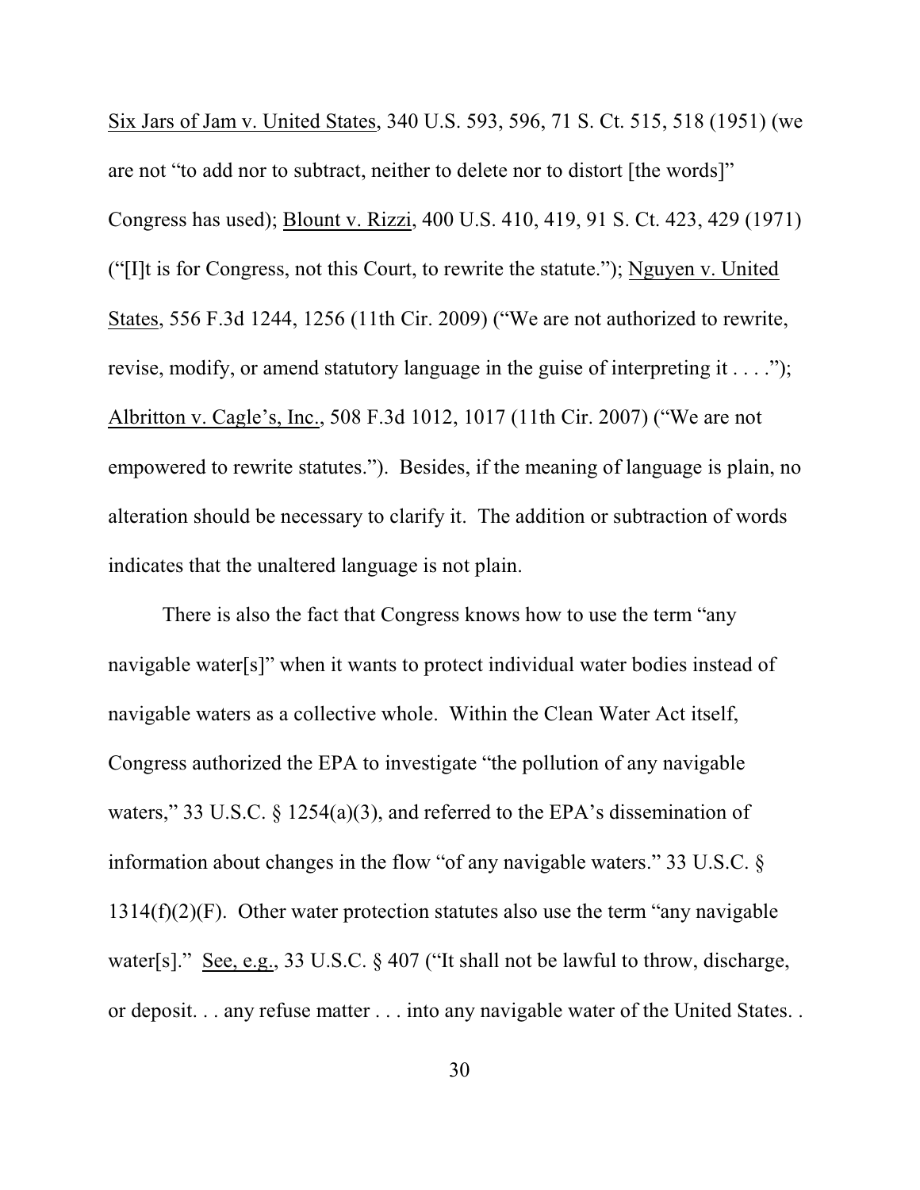Six Jars of Jam v. United States, 340 U.S. 593, 596, 71 S. Ct. 515, 518 (1951) (we are not "to add nor to subtract, neither to delete nor to distort [the words]" Congress has used); Blount v. Rizzi, 400 U.S. 410, 419, 91 S. Ct. 423, 429 (1971) ("[I]t is for Congress, not this Court, to rewrite the statute."); Nguyen v. United States, 556 F.3d 1244, 1256 (11th Cir. 2009) ("We are not authorized to rewrite, revise, modify, or amend statutory language in the guise of interpreting it . . . ."); Albritton v. Cagle's, Inc., 508 F.3d 1012, 1017 (11th Cir. 2007) ("We are not empowered to rewrite statutes."). Besides, if the meaning of language is plain, no alteration should be necessary to clarify it. The addition or subtraction of words indicates that the unaltered language is not plain.

There is also the fact that Congress knows how to use the term "any navigable water[s]" when it wants to protect individual water bodies instead of navigable waters as a collective whole. Within the Clean Water Act itself, Congress authorized the EPA to investigate "the pollution of any navigable waters," 33 U.S.C. § 1254(a)(3), and referred to the EPA's dissemination of information about changes in the flow "of any navigable waters." 33 U.S.C. § 1314(f)(2)(F). Other water protection statutes also use the term "any navigable water[s]." See, e.g., 33 U.S.C. § 407 ("It shall not be lawful to throw, discharge, or deposit. . . any refuse matter . . . into any navigable water of the United States. .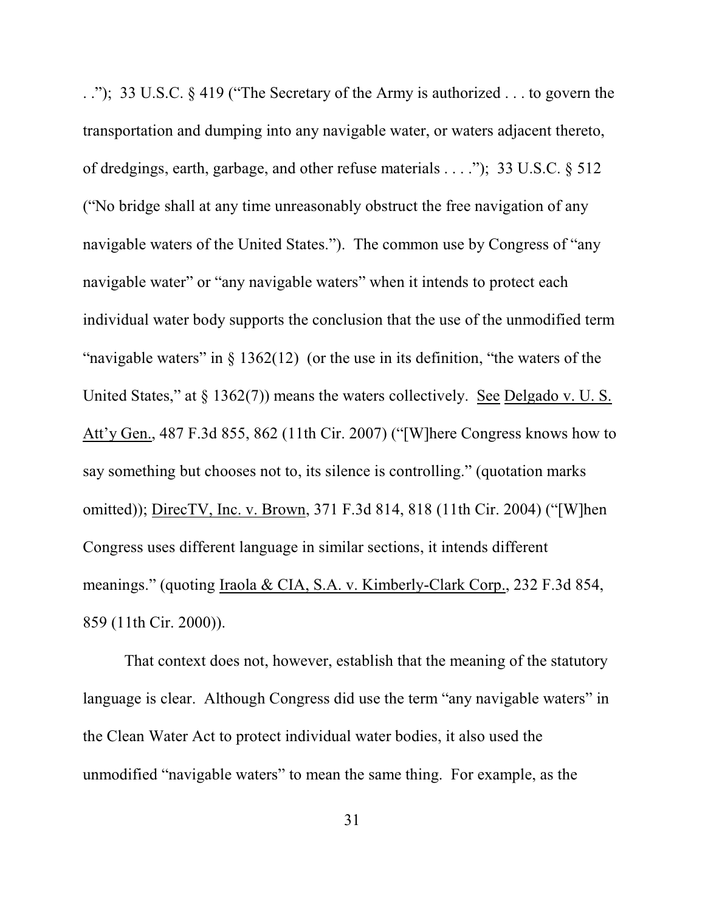. ."); 33 U.S.C. § 419 ("The Secretary of the Army is authorized . . . to govern the transportation and dumping into any navigable water, or waters adjacent thereto, of dredgings, earth, garbage, and other refuse materials . . . ."); 33 U.S.C. § 512 ("No bridge shall at any time unreasonably obstruct the free navigation of any navigable waters of the United States."). The common use by Congress of "any navigable water" or "any navigable waters" when it intends to protect each individual water body supports the conclusion that the use of the unmodified term "navigable waters" in § 1362(12) (or the use in its definition, "the waters of the United States," at § 1362(7)) means the waters collectively. See Delgado v. U. S. Att'y Gen., 487 F.3d 855, 862 (11th Cir. 2007) ("[W]here Congress knows how to say something but chooses not to, its silence is controlling." (quotation marks omitted)); DirecTV, Inc. v. Brown, 371 F.3d 814, 818 (11th Cir. 2004) ("[W]hen Congress uses different language in similar sections, it intends different meanings." (quoting Iraola & CIA, S.A. v. Kimberly-Clark Corp., 232 F.3d 854, 859 (11th Cir. 2000)).

That context does not, however, establish that the meaning of the statutory language is clear. Although Congress did use the term "any navigable waters" in the Clean Water Act to protect individual water bodies, it also used the unmodified "navigable waters" to mean the same thing. For example, as the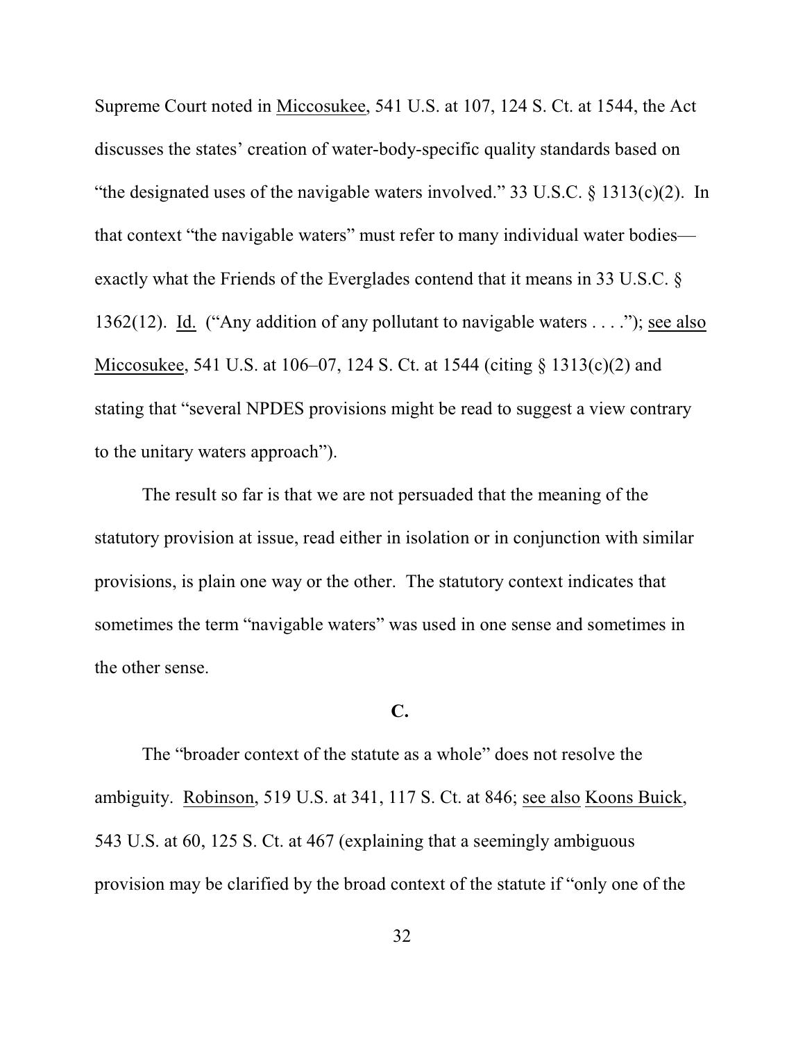Supreme Court noted in Miccosukee, 541 U.S. at 107, 124 S. Ct. at 1544, the Act discusses the states' creation of water-body-specific quality standards based on "the designated uses of the navigable waters involved." 33 U.S.C. § 1313(c)(2). In that context "the navigable waters" must refer to many individual water bodies—exactly what the Friends of the Everglades contend that it means in 33 U.S.C. § 1362(12). Id. ("Any addition of any pollutant to navigable waters . . . ."); see also Miccosukee, 541 U.S. at 106–07, 124 S. Ct. at 1544 (citing § 1313(c)(2) and stating that "several NPDES provisions might be read to suggest a view contrary to the unitary waters approach").

The result so far is that we are not persuaded that the meaning of the statutory provision at issue, read either in isolation or in conjunction with similar provisions, is plain one way or the other. The statutory context indicates that sometimes the term "navigable waters" was used in one sense and sometimes in the other sense.

**C.**

The "broader context of the statute as a whole" does not resolve the ambiguity. Robinson, 519 U.S. at 341, 117 S. Ct. at 846; see also Koons Buick, 543 U.S. at 60, 125 S. Ct. at 467 (explaining that a seemingly ambiguous provision may be clarified by the broad context of the statute if "only one of the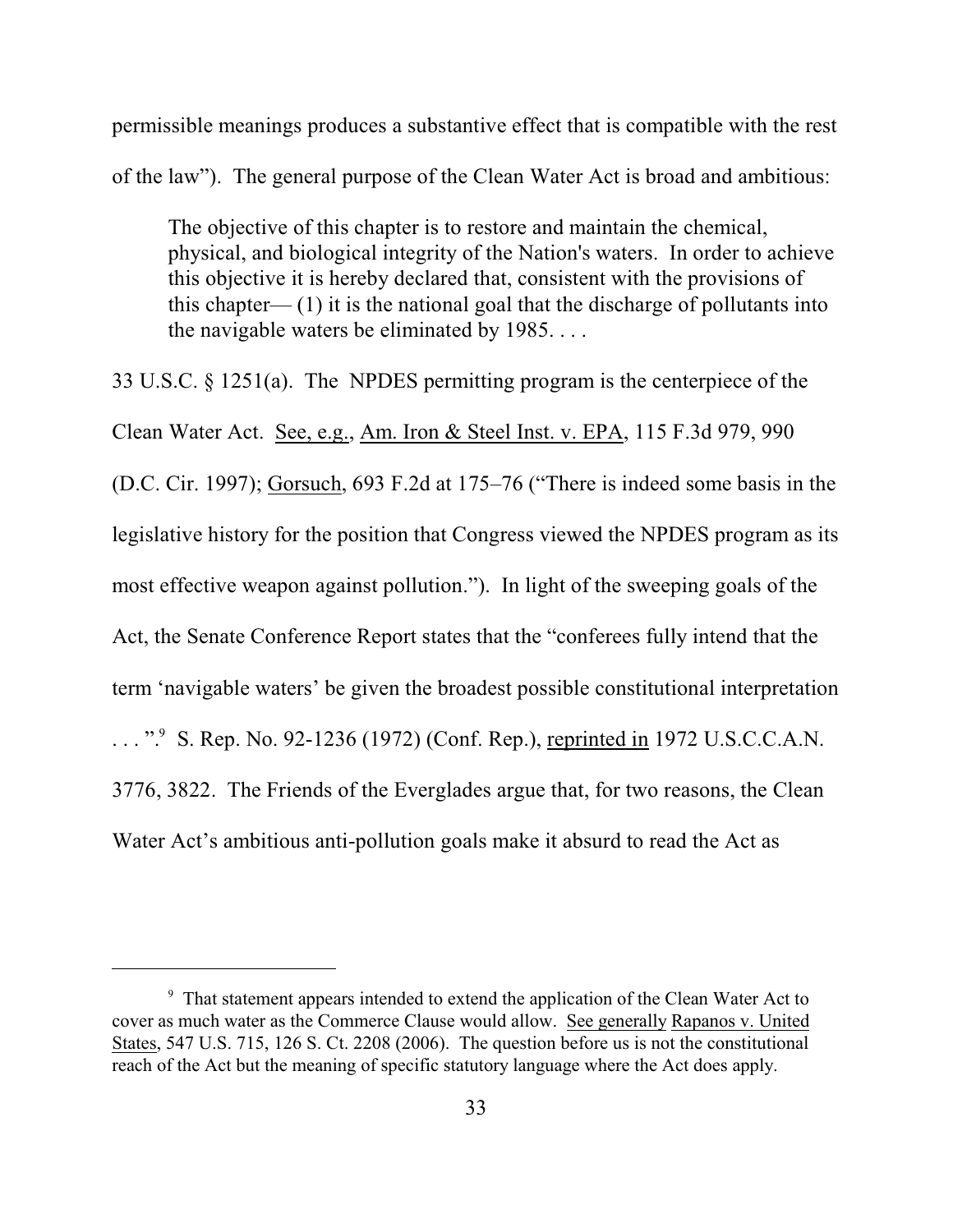permissible meanings produces a substantive effect that is compatible with the rest of the law"). The general purpose of the Clean Water Act is broad and ambitious:

> The objective of this chapter is to restore and maintain the chemical, physical, and biological integrity of the Nation's waters. In order to achieve this objective it is hereby declared that, consistent with the provisions of this chapter— (1) it is the national goal that the discharge of pollutants into the navigable waters be eliminated by 1985. . . .

33 U.S.C. § 1251(a). The NPDES permitting program is the centerpiece of the Clean Water Act. See, e.g., Am. Iron & Steel Inst. v. EPA, 115 F.3d 979, 990 (D.C. Cir. 1997); Gorsuch, 693 F.2d at 175–76 ("There is indeed some basis in the legislative history for the position that Congress viewed the NPDES program as its most effective weapon against pollution."). In light of the sweeping goals of the Act, the Senate Conference Report states that the "conferees fully intend that the term 'navigable waters' be given the broadest possible constitutional interpretation . . . ".[9] S. Rep. No. 92-1236 (1972) (Conf. Rep.), reprinted in 1972 U.S.C.C.A.N. 3776, 3822. The Friends of the Everglades argue that, for two reasons, the Clean Water Act's ambitious anti-pollution goals make it absurd to read the Act as

---

[9] That statement appears intended to extend the application of the Clean Water Act to cover as much water as the Commerce Clause would allow. See generally Rapanos v. United States, 547 U.S. 715, 126 S. Ct. 2208 (2006). The question before us is not the constitutional reach of the Act but the meaning of specific statutory language where the Act does apply.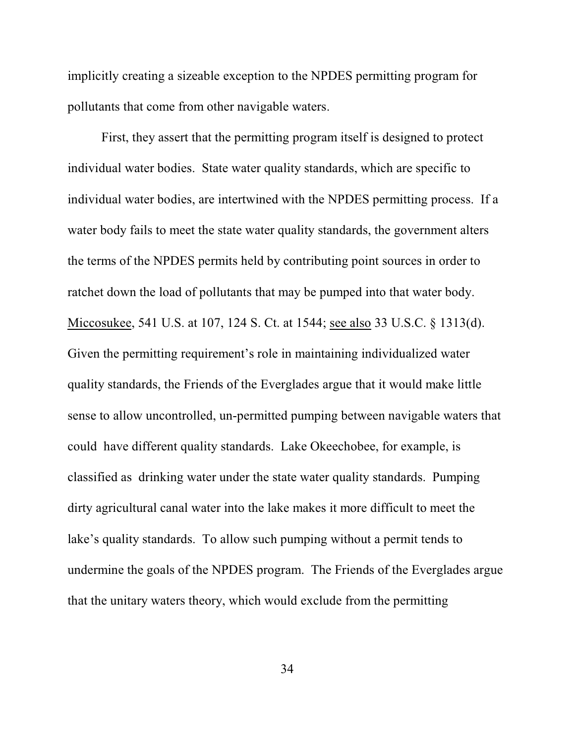implicitly creating a sizeable exception to the NPDES permitting program for pollutants that come from other navigable waters.

First, they assert that the permitting program itself is designed to protect individual water bodies. State water quality standards, which are specific to individual water bodies, are intertwined with the NPDES permitting process. If a water body fails to meet the state water quality standards, the government alters the terms of the NPDES permits held by contributing point sources in order to ratchet down the load of pollutants that may be pumped into that water body. Miccosukee, 541 U.S. at 107, 124 S. Ct. at 1544; see also 33 U.S.C. § 1313(d). Given the permitting requirement's role in maintaining individualized water quality standards, the Friends of the Everglades argue that it would make little sense to allow uncontrolled, un-permitted pumping between navigable waters that could have different quality standards. Lake Okeechobee, for example, is classified as drinking water under the state water quality standards. Pumping dirty agricultural canal water into the lake makes it more difficult to meet the lake's quality standards. To allow such pumping without a permit tends to undermine the goals of the NPDES program. The Friends of the Everglades argue that the unitary waters theory, which would exclude from the permitting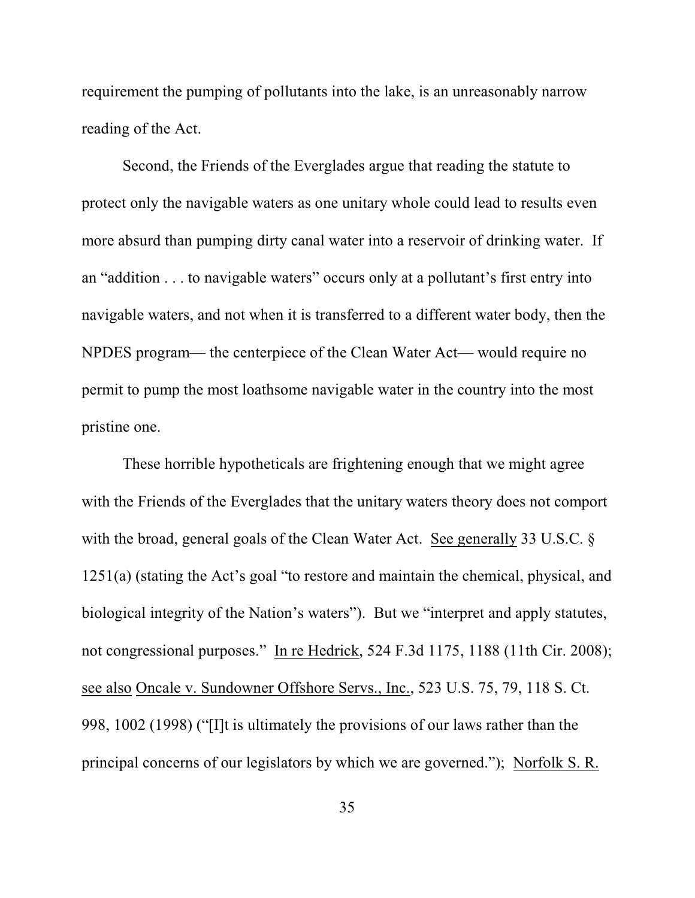requirement the pumping of pollutants into the lake, is an unreasonably narrow reading of the Act.

Second, the Friends of the Everglades argue that reading the statute to protect only the navigable waters as one unitary whole could lead to results even more absurd than pumping dirty canal water into a reservoir of drinking water. If an "addition . . . to navigable waters" occurs only at a pollutant's first entry into navigable waters, and not when it is transferred to a different water body, then the NPDES program— the centerpiece of the Clean Water Act— would require no permit to pump the most loathsome navigable water in the country into the most pristine one.

These horrible hypotheticals are frightening enough that we might agree with the Friends of the Everglades that the unitary waters theory does not comport with the broad, general goals of the Clean Water Act. See generally 33 U.S.C. § 1251(a) (stating the Act's goal "to restore and maintain the chemical, physical, and biological integrity of the Nation's waters"). But we "interpret and apply statutes, not congressional purposes." In re Hedrick, 524 F.3d 1175, 1188 (11th Cir. 2008); see also Oncale v. Sundowner Offshore Servs., Inc., 523 U.S. 75, 79, 118 S. Ct. 998, 1002 (1998) ("[I]t is ultimately the provisions of our laws rather than the principal concerns of our legislators by which we are governed."); Norfolk S. R.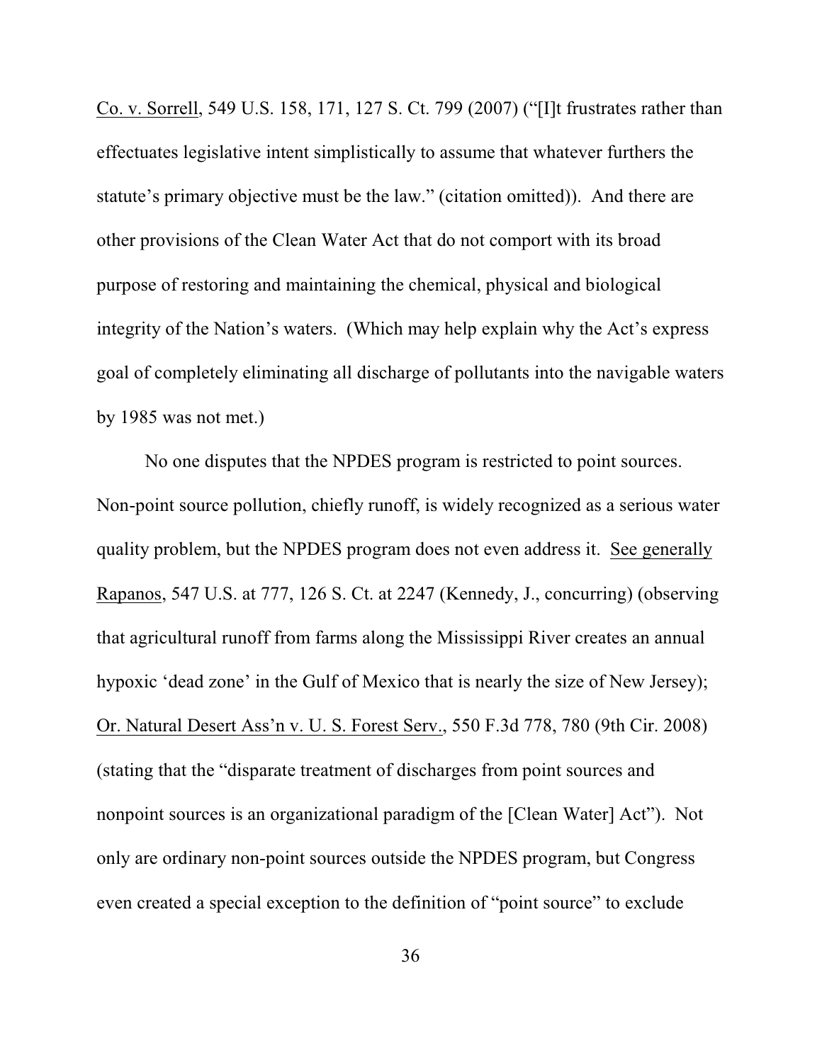Co. v. Sorrell, 549 U.S. 158, 171, 127 S. Ct. 799 (2007) ("[I]t frustrates rather than effectuates legislative intent simplistically to assume that whatever furthers the statute's primary objective must be the law." (citation omitted)). And there are other provisions of the Clean Water Act that do not comport with its broad purpose of restoring and maintaining the chemical, physical and biological integrity of the Nation's waters. (Which may help explain why the Act's express goal of completely eliminating all discharge of pollutants into the navigable waters by 1985 was not met.)

No one disputes that the NPDES program is restricted to point sources. Non-point source pollution, chiefly runoff, is widely recognized as a serious water quality problem, but the NPDES program does not even address it. See generally Rapanos, 547 U.S. at 777, 126 S. Ct. at 2247 (Kennedy, J., concurring) (observing that agricultural runoff from farms along the Mississippi River creates an annual hypoxic 'dead zone' in the Gulf of Mexico that is nearly the size of New Jersey); Or. Natural Desert Ass'n v. U. S. Forest Serv., 550 F.3d 778, 780 (9th Cir. 2008) (stating that the "disparate treatment of discharges from point sources and nonpoint sources is an organizational paradigm of the [Clean Water] Act"). Not only are ordinary non-point sources outside the NPDES program, but Congress even created a special exception to the definition of "point source" to exclude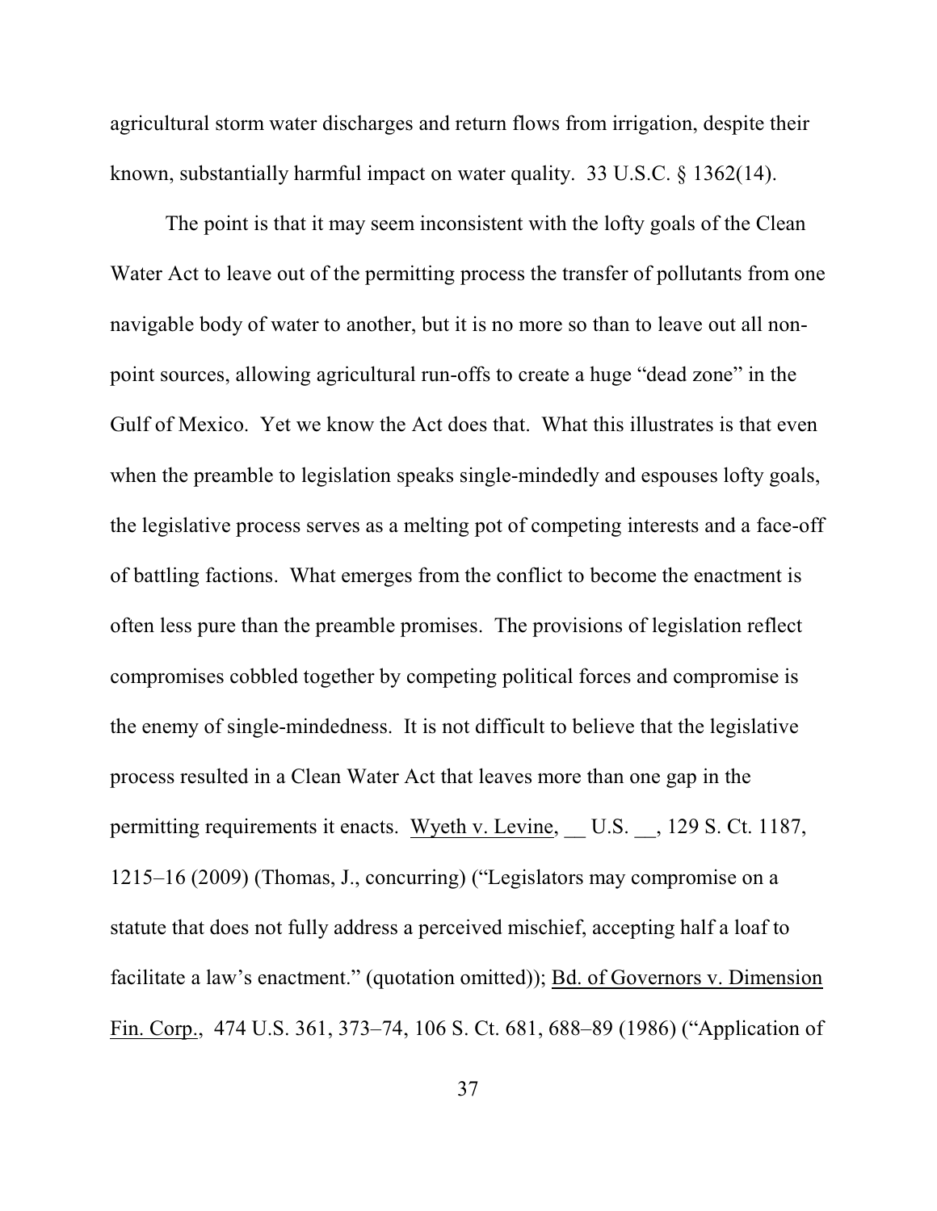agricultural storm water discharges and return flows from irrigation, despite their known, substantially harmful impact on water quality. 33 U.S.C. § 1362(14).

The point is that it may seem inconsistent with the lofty goals of the Clean Water Act to leave out of the permitting process the transfer of pollutants from one navigable body of water to another, but it is no more so than to leave out all non-point sources, allowing agricultural run-offs to create a huge "dead zone" in the Gulf of Mexico. Yet we know the Act does that. What this illustrates is that even when the preamble to legislation speaks single-mindedly and espouses lofty goals, the legislative process serves as a melting pot of competing interests and a face-off of battling factions. What emerges from the conflict to become the enactment is often less pure than the preamble promises. The provisions of legislation reflect compromises cobbled together by competing political forces and compromise is the enemy of single-mindedness. It is not difficult to believe that the legislative process resulted in a Clean Water Act that leaves more than one gap in the permitting requirements it enacts. Wyeth v. Levine, __ U.S. __, 129 S. Ct. 1187, 1215–16 (2009) (Thomas, J., concurring) ("Legislators may compromise on a statute that does not fully address a perceived mischief, accepting half a loaf to facilitate a law's enactment." (quotation omitted)); Bd. of Governors v. Dimension Fin. Corp., 474 U.S. 361, 373–74, 106 S. Ct. 681, 688–89 (1986) ("Application of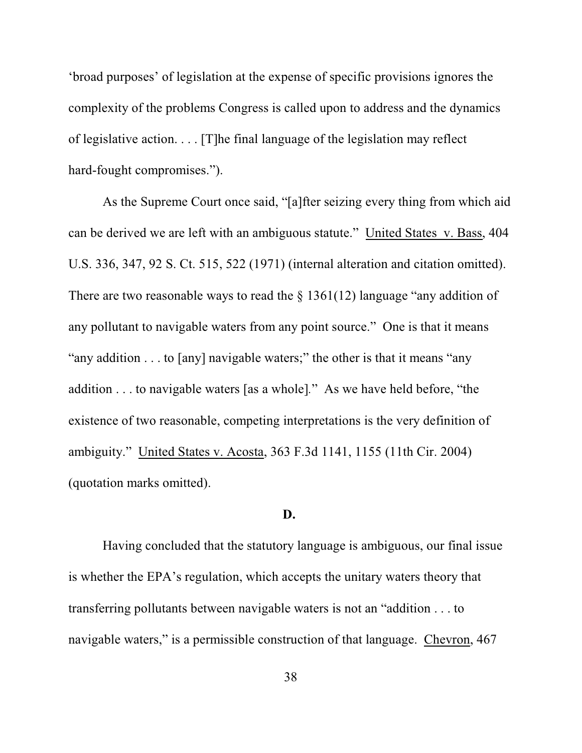'broad purposes' of legislation at the expense of specific provisions ignores the complexity of the problems Congress is called upon to address and the dynamics of legislative action. . . . [T]he final language of the legislation may reflect hard-fought compromises.").

As the Supreme Court once said, "[a]fter seizing every thing from which aid can be derived we are left with an ambiguous statute." United States v. Bass, 404 U.S. 336, 347, 92 S. Ct. 515, 522 (1971) (internal alteration and citation omitted). There are two reasonable ways to read the § 1361(12) language "any addition of any pollutant to navigable waters from any point source." One is that it means "any addition . . . to [any] navigable waters;" the other is that it means "any addition . . . to navigable waters [as a whole]." As we have held before, "the existence of two reasonable, competing interpretations is the very definition of ambiguity." United States v. Acosta, 363 F.3d 1141, 1155 (11th Cir. 2004) (quotation marks omitted).

**D.**

Having concluded that the statutory language is ambiguous, our final issue is whether the EPA's regulation, which accepts the unitary waters theory that transferring pollutants between navigable waters is not an "addition . . . to navigable waters," is a permissible construction of that language. Chevron, 467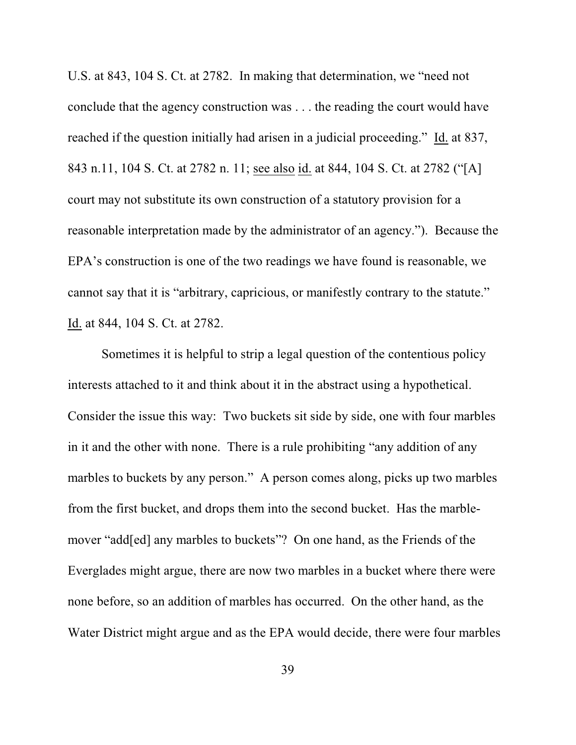U.S. at 843, 104 S. Ct. at 2782. In making that determination, we "need not conclude that the agency construction was . . . the reading the court would have reached if the question initially had arisen in a judicial proceeding." Id. at 837, 843 n.11, 104 S. Ct. at 2782 n. 11; see also id. at 844, 104 S. Ct. at 2782 ("[A] court may not substitute its own construction of a statutory provision for a reasonable interpretation made by the administrator of an agency."). Because the EPA's construction is one of the two readings we have found is reasonable, we cannot say that it is "arbitrary, capricious, or manifestly contrary to the statute." Id. at 844, 104 S. Ct. at 2782.

Sometimes it is helpful to strip a legal question of the contentious policy interests attached to it and think about it in the abstract using a hypothetical. Consider the issue this way: Two buckets sit side by side, one with four marbles in it and the other with none. There is a rule prohibiting "any addition of any marbles to buckets by any person." A person comes along, picks up two marbles from the first bucket, and drops them into the second bucket. Has the marble-mover "add[ed] any marbles to buckets"? On one hand, as the Friends of the Everglades might argue, there are now two marbles in a bucket where there were none before, so an addition of marbles has occurred. On the other hand, as the Water District might argue and as the EPA would decide, there were four marbles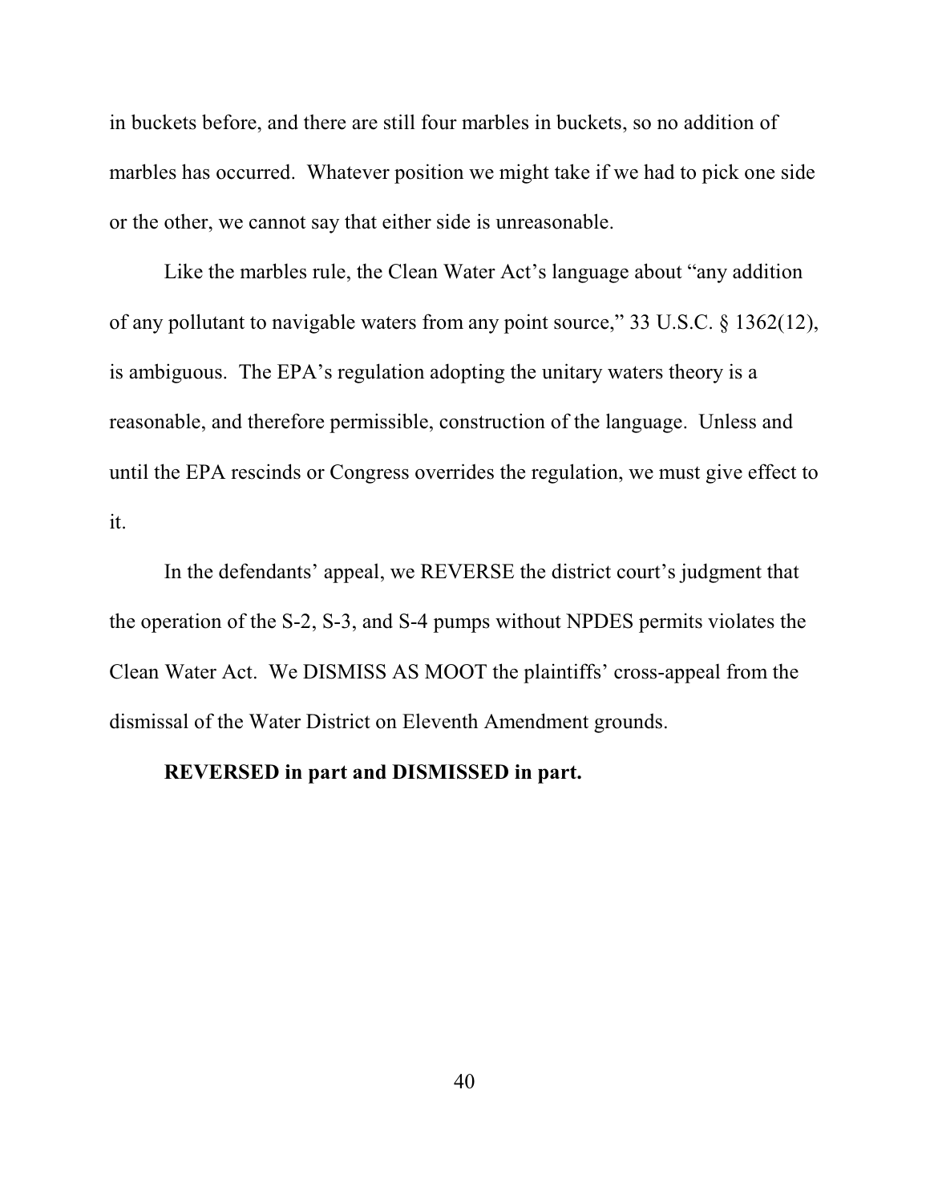in buckets before, and there are still four marbles in buckets, so no addition of marbles has occurred. Whatever position we might take if we had to pick one side or the other, we cannot say that either side is unreasonable.

Like the marbles rule, the Clean Water Act's language about "any addition of any pollutant to navigable waters from any point source," 33 U.S.C. § 1362(12), is ambiguous. The EPA's regulation adopting the unitary waters theory is a reasonable, and therefore permissible, construction of the language. Unless and until the EPA rescinds or Congress overrides the regulation, we must give effect to it.

In the defendants' appeal, we REVERSE the district court's judgment that the operation of the S-2, S-3, and S-4 pumps without NPDES permits violates the Clean Water Act. We DISMISS AS MOOT the plaintiffs' cross-appeal from the dismissal of the Water District on Eleventh Amendment grounds.

**REVERSED in part and DISMISSED in part.**